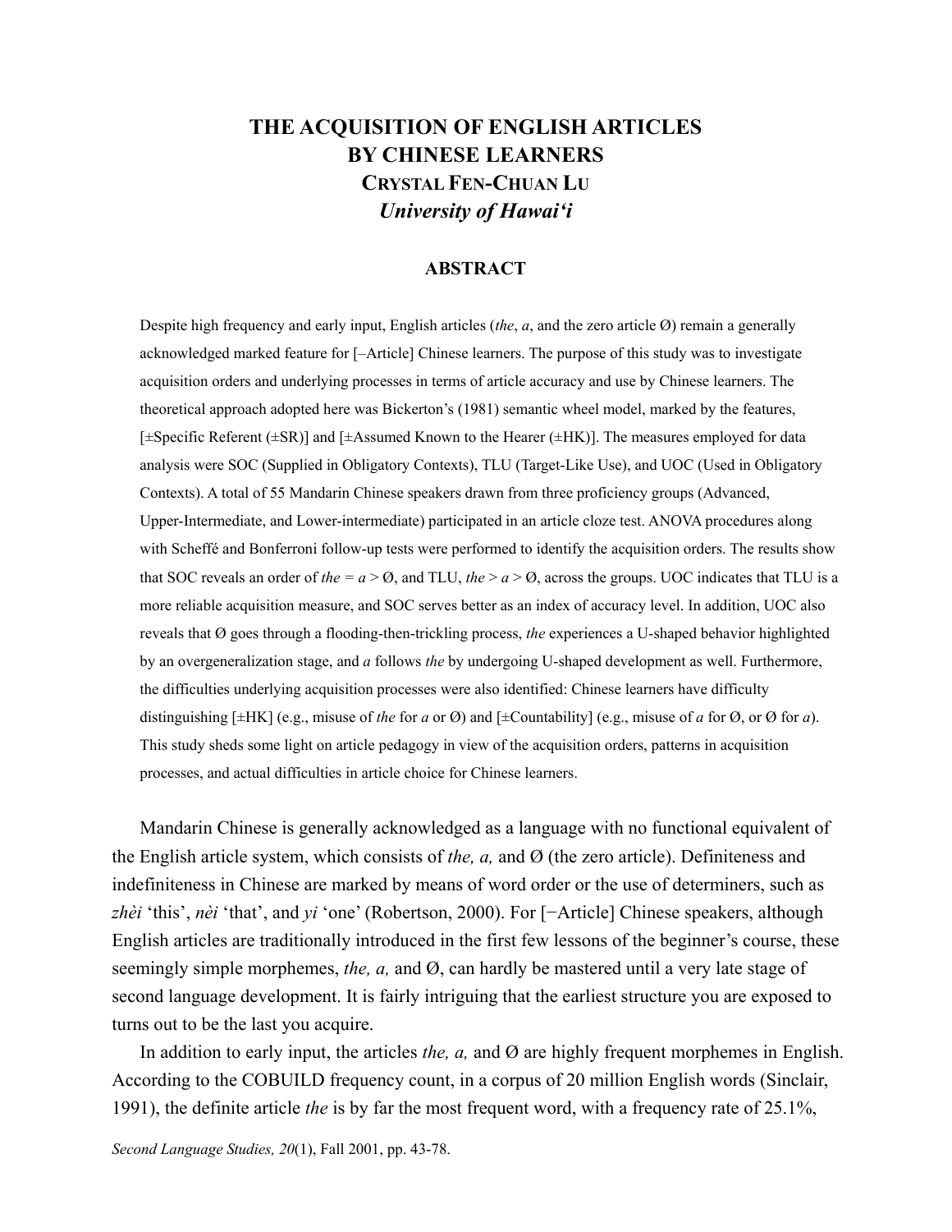# THE ACQUISITION OF ENGLISH ARTICLES BY CHINESE LEARNERS

**CRYSTAL FEN-CHUAN LU**

***University of Hawai'i***

## ABSTRACT

Despite high frequency and early input, English articles (*the*, *a*, and the zero article Ø) remain a generally acknowledged marked feature for [–Article] Chinese learners. The purpose of this study was to investigate acquisition orders and underlying processes in terms of article accuracy and use by Chinese learners. The theoretical approach adopted here was Bickerton's (1981) semantic wheel model, marked by the features, [±Specific Referent (±SR)] and [±Assumed Known to the Hearer (±HK)]. The measures employed for data analysis were SOC (Supplied in Obligatory Contexts), TLU (Target-Like Use), and UOC (Used in Obligatory Contexts). A total of 55 Mandarin Chinese speakers drawn from three proficiency groups (Advanced, Upper-Intermediate, and Lower-intermediate) participated in an article cloze test. ANOVA procedures along with Scheffé and Bonferroni follow-up tests were performed to identify the acquisition orders. The results show that SOC reveals an order of *the* = *a* > Ø, and TLU, *the* > *a* > Ø, across the groups. UOC indicates that TLU is a more reliable acquisition measure, and SOC serves better as an index of accuracy level. In addition, UOC also reveals that Ø goes through a flooding-then-trickling process, *the* experiences a U-shaped behavior highlighted by an overgeneralization stage, and *a* follows *the* by undergoing U-shaped development as well. Furthermore, the difficulties underlying acquisition processes were also identified: Chinese learners have difficulty distinguishing [±HK] (e.g., misuse of *the* for *a* or Ø) and [±Countability] (e.g., misuse of *a* for Ø, or Ø for *a*). This study sheds some light on article pedagogy in view of the acquisition orders, patterns in acquisition processes, and actual difficulties in article choice for Chinese learners.

Mandarin Chinese is generally acknowledged as a language with no functional equivalent of the English article system, which consists of *the, a,* and Ø (the zero article). Definiteness and indefiniteness in Chinese are marked by means of word order or the use of determiners, such as *zhèi* 'this', *nèi* 'that', and *yi* 'one' (Robertson, 2000). For [−Article] Chinese speakers, although English articles are traditionally introduced in the first few lessons of the beginner's course, these seemingly simple morphemes, *the, a,* and Ø, can hardly be mastered until a very late stage of second language development. It is fairly intriguing that the earliest structure you are exposed to turns out to be the last you acquire.

In addition to early input, the articles *the, a,* and Ø are highly frequent morphemes in English. According to the COBUILD frequency count, in a corpus of 20 million English words (Sinclair, 1991), the definite article *the* is by far the most frequent word, with a frequency rate of 25.1%,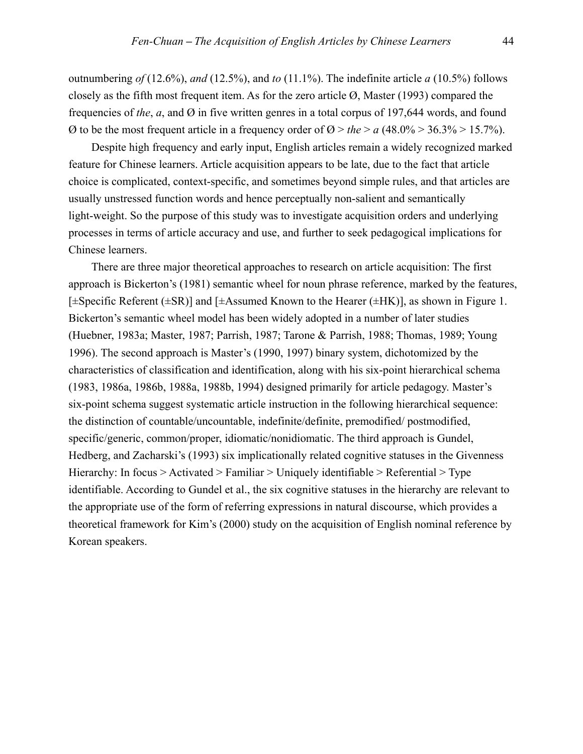outnumbering *of* (12.6%), *and* (12.5%), and *to* (11.1%). The indefinite article *a* (10.5%) follows closely as the fifth most frequent item. As for the zero article Ø, Master (1993) compared the frequencies of *the*, *a*, and Ø in five written genres in a total corpus of 197,644 words, and found Ø to be the most frequent article in a frequency order of Ø > *the* > *a* (48.0% > 36.3% > 15.7%).

Despite high frequency and early input, English articles remain a widely recognized marked feature for Chinese learners. Article acquisition appears to be late, due to the fact that article choice is complicated, context-specific, and sometimes beyond simple rules, and that articles are usually unstressed function words and hence perceptually non-salient and semantically light-weight. So the purpose of this study was to investigate acquisition orders and underlying processes in terms of article accuracy and use, and further to seek pedagogical implications for Chinese learners.

There are three major theoretical approaches to research on article acquisition: The first approach is Bickerton's (1981) semantic wheel for noun phrase reference, marked by the features, [±Specific Referent (±SR)] and [±Assumed Known to the Hearer (±HK)], as shown in Figure 1. Bickerton's semantic wheel model has been widely adopted in a number of later studies (Huebner, 1983a; Master, 1987; Parrish, 1987; Tarone & Parrish, 1988; Thomas, 1989; Young 1996). The second approach is Master's (1990, 1997) binary system, dichotomized by the characteristics of classification and identification, along with his six-point hierarchical schema (1983, 1986a, 1986b, 1988a, 1988b, 1994) designed primarily for article pedagogy. Master's six-point schema suggest systematic article instruction in the following hierarchical sequence: the distinction of countable/uncountable, indefinite/definite, premodified/ postmodified, specific/generic, common/proper, idiomatic/nonidiomatic. The third approach is Gundel, Hedberg, and Zacharski's (1993) six implicationally related cognitive statuses in the Givenness Hierarchy: In focus > Activated > Familiar > Uniquely identifiable > Referential > Type identifiable. According to Gundel et al., the six cognitive statuses in the hierarchy are relevant to the appropriate use of the form of referring expressions in natural discourse, which provides a theoretical framework for Kim's (2000) study on the acquisition of English nominal reference by Korean speakers.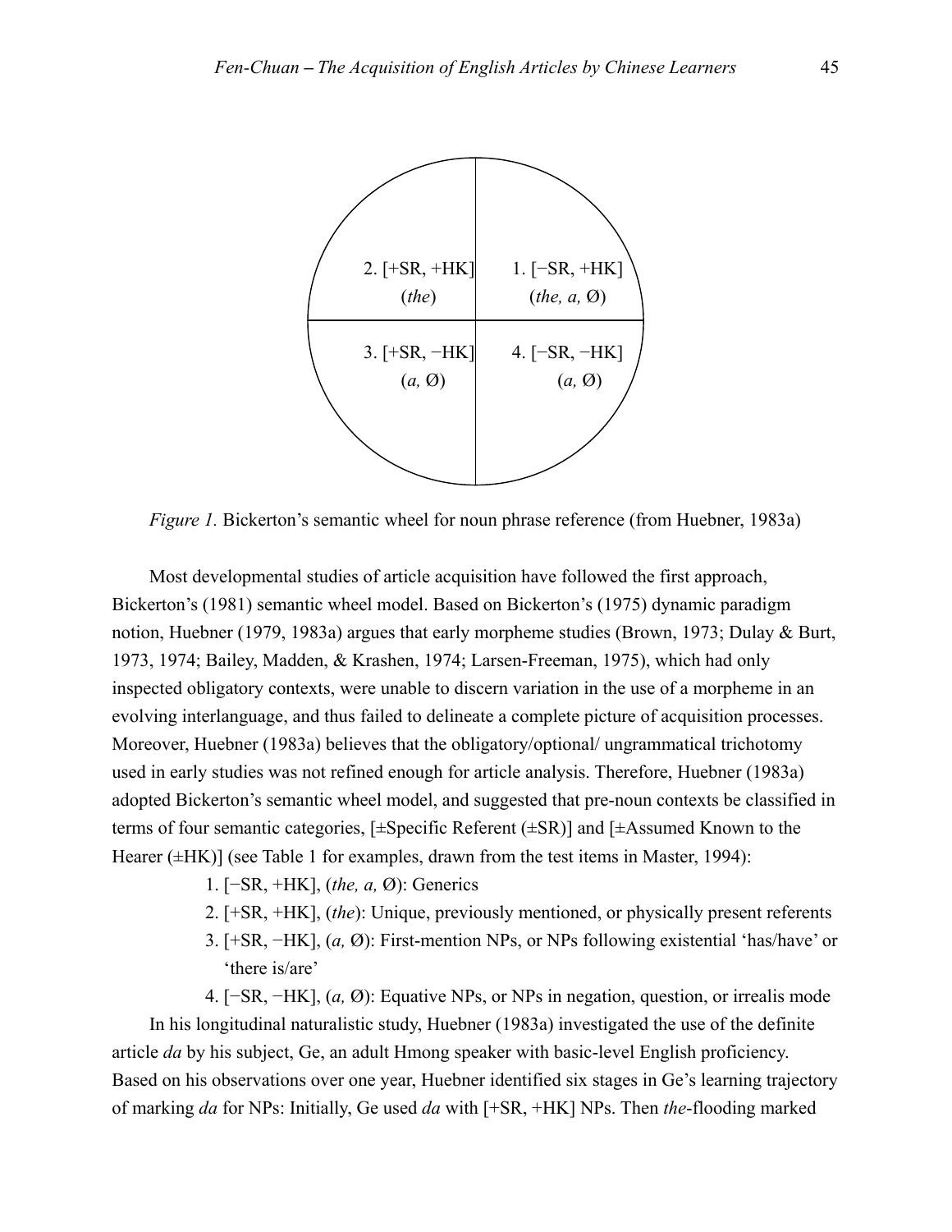2. [+SR, +HK] (*the*)

1. [−SR, +HK] (*the, a,* Ø)

3. [+SR, −HK] (*a,* Ø)

4. [−SR, −HK] (*a,* Ø)

*Figure 1.* Bickerton's semantic wheel for noun phrase reference (from Huebner, 1983a)

Most developmental studies of article acquisition have followed the first approach, Bickerton's (1981) semantic wheel model. Based on Bickerton's (1975) dynamic paradigm notion, Huebner (1979, 1983a) argues that early morpheme studies (Brown, 1973; Dulay & Burt, 1973, 1974; Bailey, Madden, & Krashen, 1974; Larsen-Freeman, 1975), which had only inspected obligatory contexts, were unable to discern variation in the use of a morpheme in an evolving interlanguage, and thus failed to delineate a complete picture of acquisition processes. Moreover, Huebner (1983a) believes that the obligatory/optional/ ungrammatical trichotomy used in early studies was not refined enough for article analysis. Therefore, Huebner (1983a) adopted Bickerton's semantic wheel model, and suggested that pre-noun contexts be classified in terms of four semantic categories, [±Specific Referent (±SR)] and [±Assumed Known to the Hearer (±HK)] (see Table 1 for examples, drawn from the test items in Master, 1994):

1. [−SR, +HK], (*the, a,* Ø): Generics
2. [+SR, +HK], (*the*): Unique, previously mentioned, or physically present referents
3. [+SR, −HK], (*a,* Ø): First-mention NPs, or NPs following existential 'has/have' or 'there is/are'
4. [−SR, −HK], (*a,* Ø): Equative NPs, or NPs in negation, question, or irrealis mode

In his longitudinal naturalistic study, Huebner (1983a) investigated the use of the definite article *da* by his subject, Ge, an adult Hmong speaker with basic-level English proficiency. Based on his observations over one year, Huebner identified six stages in Ge's learning trajectory of marking *da* for NPs: Initially, Ge used *da* with [+SR, +HK] NPs. Then *the*-flooding marked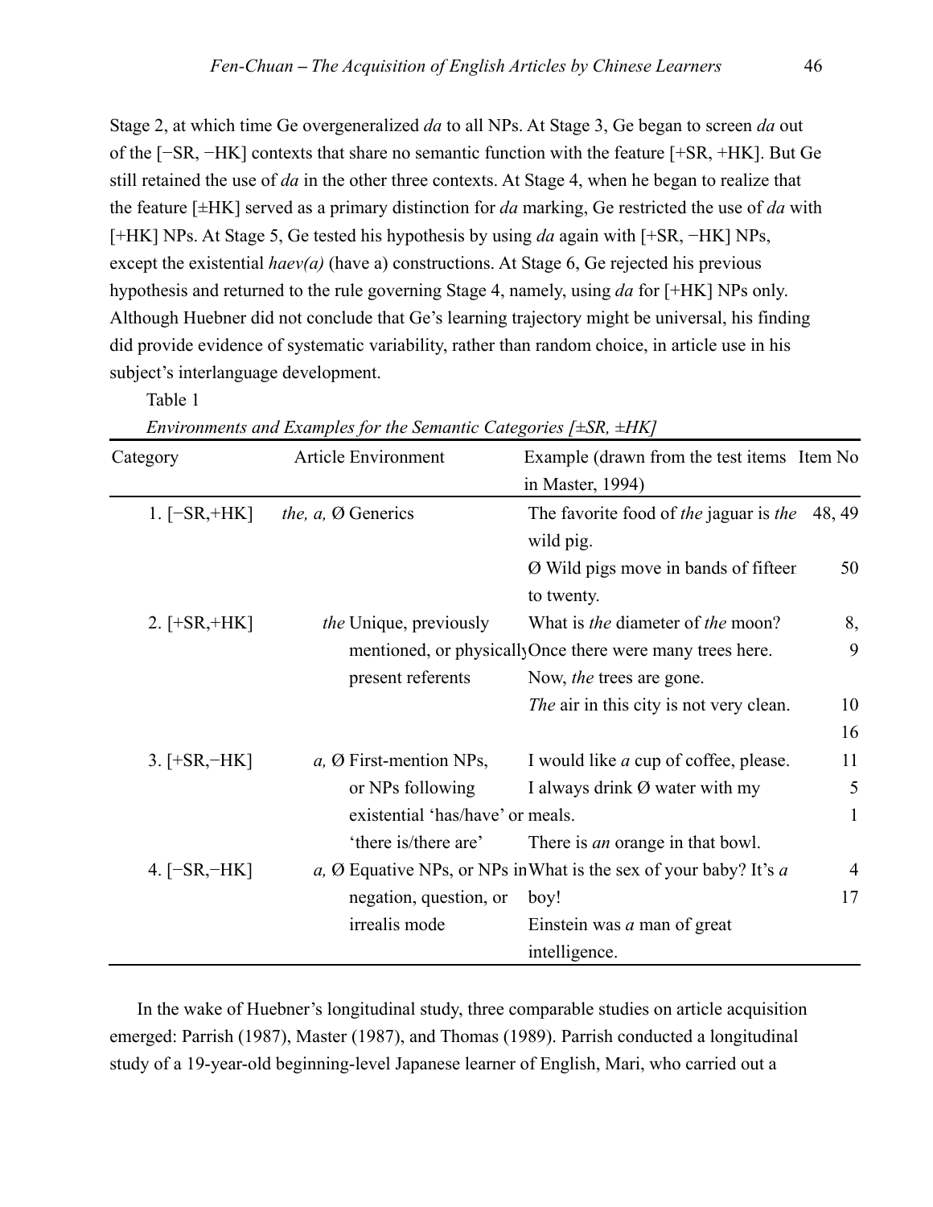Stage 2, at which time Ge overgeneralized *da* to all NPs. At Stage 3, Ge began to screen *da* out of the [−SR, −HK] contexts that share no semantic function with the feature [+SR, +HK]. But Ge still retained the use of *da* in the other three contexts. At Stage 4, when he began to realize that the feature [±HK] served as a primary distinction for *da* marking, Ge restricted the use of *da* with [+HK] NPs. At Stage 5, Ge tested his hypothesis by using *da* again with [+SR, −HK] NPs, except the existential *haev(a)* (have a) constructions. At Stage 6, Ge rejected his previous hypothesis and returned to the rule governing Stage 4, namely, using *da* for [+HK] NPs only. Although Huebner did not conclude that Ge's learning trajectory might be universal, his finding did provide evidence of systematic variability, rather than random choice, in article use in his subject's interlanguage development.

Table 1

*Environments and Examples for the Semantic Categories [±SR, ±HK]*

| Category | Article Environment | Example (drawn from the test items in Master, 1994) | Item No |
|---|---|---|---|
| 1. [−SR,+HK] | *the, a,* Ø Generics | The favorite food of *the* jaguar is *the* wild pig. | 48, 49 |
| | | Ø Wild pigs move in bands of fifteen to twenty. | 50 |
| 2. [+SR,+HK] | *the* Unique, previously mentioned, or physically present referents | What is *the* diameter of *the* moon? | 8, 9 |
| | | Once there were many trees here. Now, *the* trees are gone. | 10 |
| | | *The* air in this city is not very clean. | 16 |
| 3. [+SR,−HK] | *a,* Ø First-mention NPs, or NPs following existential 'has/have' or 'there is/there are' | I would like *a* cup of coffee, please. | 11 |
| | | I always drink Ø water with my meals. | 5 |
| | | There is *an* orange in that bowl. | 1 |
| 4. [−SR,−HK] | *a,* Ø Equative NPs, or NPs in negation, question, or irrealis mode | What is the sex of your baby? It's *a* boy! | 4 |
| | | Einstein was *a* man of great intelligence. | 17 |

In the wake of Huebner's longitudinal study, three comparable studies on article acquisition emerged: Parrish (1987), Master (1987), and Thomas (1989). Parrish conducted a longitudinal study of a 19-year-old beginning-level Japanese learner of English, Mari, who carried out a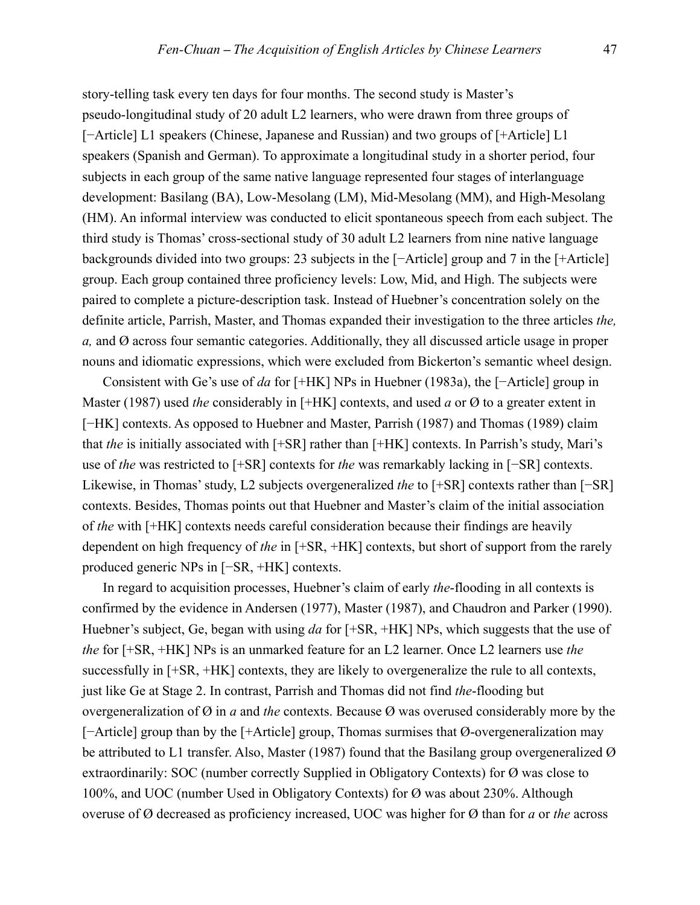story-telling task every ten days for four months. The second study is Master's pseudo-longitudinal study of 20 adult L2 learners, who were drawn from three groups of [−Article] L1 speakers (Chinese, Japanese and Russian) and two groups of [+Article] L1 speakers (Spanish and German). To approximate a longitudinal study in a shorter period, four subjects in each group of the same native language represented four stages of interlanguage development: Basilang (BA), Low-Mesolang (LM), Mid-Mesolang (MM), and High-Mesolang (HM). An informal interview was conducted to elicit spontaneous speech from each subject. The third study is Thomas' cross-sectional study of 30 adult L2 learners from nine native language backgrounds divided into two groups: 23 subjects in the [−Article] group and 7 in the [+Article] group. Each group contained three proficiency levels: Low, Mid, and High. The subjects were paired to complete a picture-description task. Instead of Huebner's concentration solely on the definite article, Parrish, Master, and Thomas expanded their investigation to the three articles *the, a,* and Ø across four semantic categories. Additionally, they all discussed article usage in proper nouns and idiomatic expressions, which were excluded from Bickerton's semantic wheel design.

Consistent with Ge's use of *da* for [+HK] NPs in Huebner (1983a), the [−Article] group in Master (1987) used *the* considerably in [+HK] contexts, and used *a* or Ø to a greater extent in [−HK] contexts. As opposed to Huebner and Master, Parrish (1987) and Thomas (1989) claim that *the* is initially associated with [+SR] rather than [+HK] contexts. In Parrish's study, Mari's use of *the* was restricted to [+SR] contexts for *the* was remarkably lacking in [−SR] contexts. Likewise, in Thomas' study, L2 subjects overgeneralized *the* to [+SR] contexts rather than [−SR] contexts. Besides, Thomas points out that Huebner and Master's claim of the initial association of *the* with [+HK] contexts needs careful consideration because their findings are heavily dependent on high frequency of *the* in [+SR, +HK] contexts, but short of support from the rarely produced generic NPs in [−SR, +HK] contexts.

In regard to acquisition processes, Huebner's claim of early *the*-flooding in all contexts is confirmed by the evidence in Andersen (1977), Master (1987), and Chaudron and Parker (1990). Huebner's subject, Ge, began with using *da* for [+SR, +HK] NPs, which suggests that the use of *the* for [+SR, +HK] NPs is an unmarked feature for an L2 learner. Once L2 learners use *the* successfully in [+SR, +HK] contexts, they are likely to overgeneralize the rule to all contexts, just like Ge at Stage 2. In contrast, Parrish and Thomas did not find *the*-flooding but overgeneralization of Ø in *a* and *the* contexts. Because Ø was overused considerably more by the [−Article] group than by the [+Article] group, Thomas surmises that Ø-overgeneralization may be attributed to L1 transfer. Also, Master (1987) found that the Basilang group overgeneralized Ø extraordinarily: SOC (number correctly Supplied in Obligatory Contexts) for Ø was close to 100%, and UOC (number Used in Obligatory Contexts) for Ø was about 230%. Although overuse of Ø decreased as proficiency increased, UOC was higher for Ø than for *a* or *the* across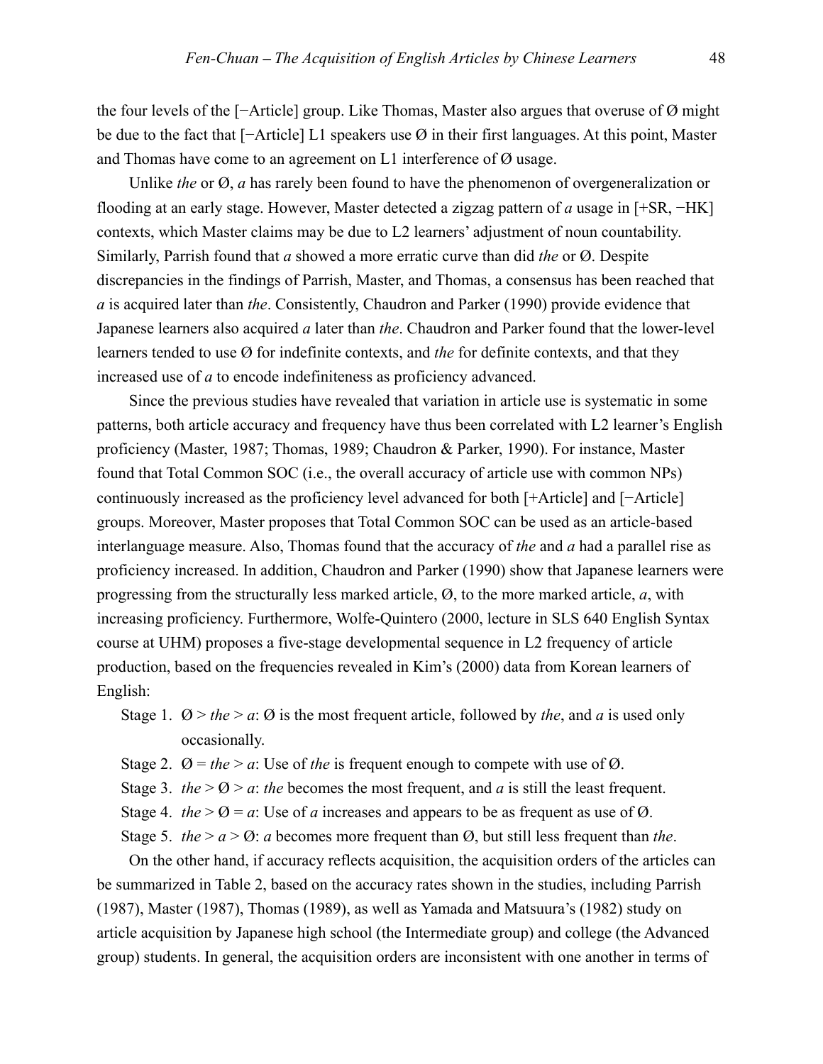the four levels of the [−Article] group. Like Thomas, Master also argues that overuse of Ø might be due to the fact that [−Article] L1 speakers use Ø in their first languages. At this point, Master and Thomas have come to an agreement on L1 interference of Ø usage.

Unlike *the* or Ø, *a* has rarely been found to have the phenomenon of overgeneralization or flooding at an early stage. However, Master detected a zigzag pattern of *a* usage in [+SR, −HK] contexts, which Master claims may be due to L2 learners' adjustment of noun countability. Similarly, Parrish found that *a* showed a more erratic curve than did *the* or Ø. Despite discrepancies in the findings of Parrish, Master, and Thomas, a consensus has been reached that *a* is acquired later than *the*. Consistently, Chaudron and Parker (1990) provide evidence that Japanese learners also acquired *a* later than *the*. Chaudron and Parker found that the lower-level learners tended to use Ø for indefinite contexts, and *the* for definite contexts, and that they increased use of *a* to encode indefiniteness as proficiency advanced.

Since the previous studies have revealed that variation in article use is systematic in some patterns, both article accuracy and frequency have thus been correlated with L2 learner's English proficiency (Master, 1987; Thomas, 1989; Chaudron & Parker, 1990). For instance, Master found that Total Common SOC (i.e., the overall accuracy of article use with common NPs) continuously increased as the proficiency level advanced for both [+Article] and [−Article] groups. Moreover, Master proposes that Total Common SOC can be used as an article-based interlanguage measure. Also, Thomas found that the accuracy of *the* and *a* had a parallel rise as proficiency increased. In addition, Chaudron and Parker (1990) show that Japanese learners were progressing from the structurally less marked article, Ø, to the more marked article, *a*, with increasing proficiency. Furthermore, Wolfe-Quintero (2000, lecture in SLS 640 English Syntax course at UHM) proposes a five-stage developmental sequence in L2 frequency of article production, based on the frequencies revealed in Kim's (2000) data from Korean learners of English:

- Stage 1. Ø > *the* > *a*: Ø is the most frequent article, followed by *the*, and *a* is used only occasionally.
- Stage 2. Ø = *the* > *a*: Use of *the* is frequent enough to compete with use of Ø.
- Stage 3. *the* > Ø > *a*: *the* becomes the most frequent, and *a* is still the least frequent.
- Stage 4. *the* > Ø = *a*: Use of *a* increases and appears to be as frequent as use of Ø.
- Stage 5. *the* > *a* > Ø: *a* becomes more frequent than Ø, but still less frequent than *the*.

On the other hand, if accuracy reflects acquisition, the acquisition orders of the articles can be summarized in Table 2, based on the accuracy rates shown in the studies, including Parrish (1987), Master (1987), Thomas (1989), as well as Yamada and Matsuura's (1982) study on article acquisition by Japanese high school (the Intermediate group) and college (the Advanced group) students. In general, the acquisition orders are inconsistent with one another in terms of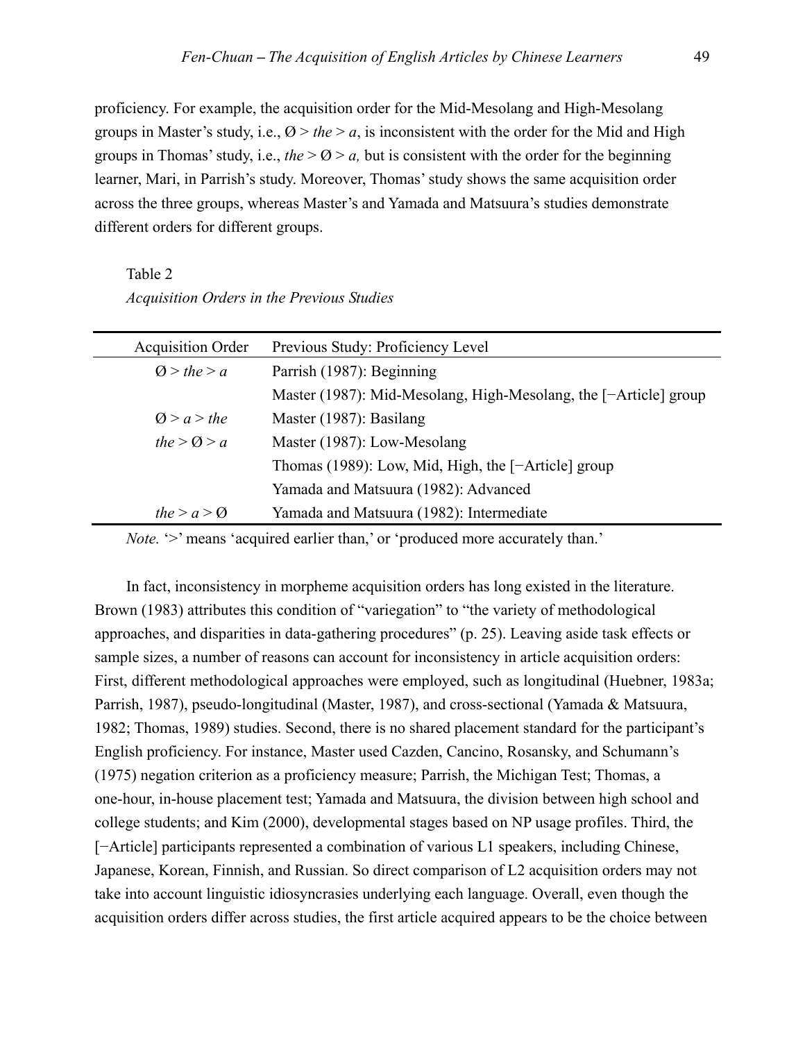proficiency. For example, the acquisition order for the Mid-Mesolang and High-Mesolang groups in Master's study, i.e., Ø > *the* > *a*, is inconsistent with the order for the Mid and High groups in Thomas' study, i.e., *the* > Ø > *a,* but is consistent with the order for the beginning learner, Mari, in Parrish's study. Moreover, Thomas' study shows the same acquisition order across the three groups, whereas Master's and Yamada and Matsuura's studies demonstrate different orders for different groups.

Table 2

*Acquisition Orders in the Previous Studies*

| Acquisition Order | Previous Study: Proficiency Level |
|---|---|
| Ø > *the* > *a* | Parrish (1987): Beginning |
| | Master (1987): Mid-Mesolang, High-Mesolang, the [−Article] group |
| Ø > *a* > *the* | Master (1987): Basilang |
| *the* > Ø > *a* | Master (1987): Low-Mesolang |
| | Thomas (1989): Low, Mid, High, the [−Article] group |
| | Yamada and Matsuura (1982): Advanced |
| *the* > *a* > Ø | Yamada and Matsuura (1982): Intermediate |

*Note.* '>' means 'acquired earlier than,' or 'produced more accurately than.'

In fact, inconsistency in morpheme acquisition orders has long existed in the literature. Brown (1983) attributes this condition of "variegation" to "the variety of methodological approaches, and disparities in data-gathering procedures" (p. 25). Leaving aside task effects or sample sizes, a number of reasons can account for inconsistency in article acquisition orders: First, different methodological approaches were employed, such as longitudinal (Huebner, 1983a; Parrish, 1987), pseudo-longitudinal (Master, 1987), and cross-sectional (Yamada & Matsuura, 1982; Thomas, 1989) studies. Second, there is no shared placement standard for the participant's English proficiency. For instance, Master used Cazden, Cancino, Rosansky, and Schumann's (1975) negation criterion as a proficiency measure; Parrish, the Michigan Test; Thomas, a one-hour, in-house placement test; Yamada and Matsuura, the division between high school and college students; and Kim (2000), developmental stages based on NP usage profiles. Third, the [−Article] participants represented a combination of various L1 speakers, including Chinese, Japanese, Korean, Finnish, and Russian. So direct comparison of L2 acquisition orders may not take into account linguistic idiosyncrasies underlying each language. Overall, even though the acquisition orders differ across studies, the first article acquired appears to be the choice between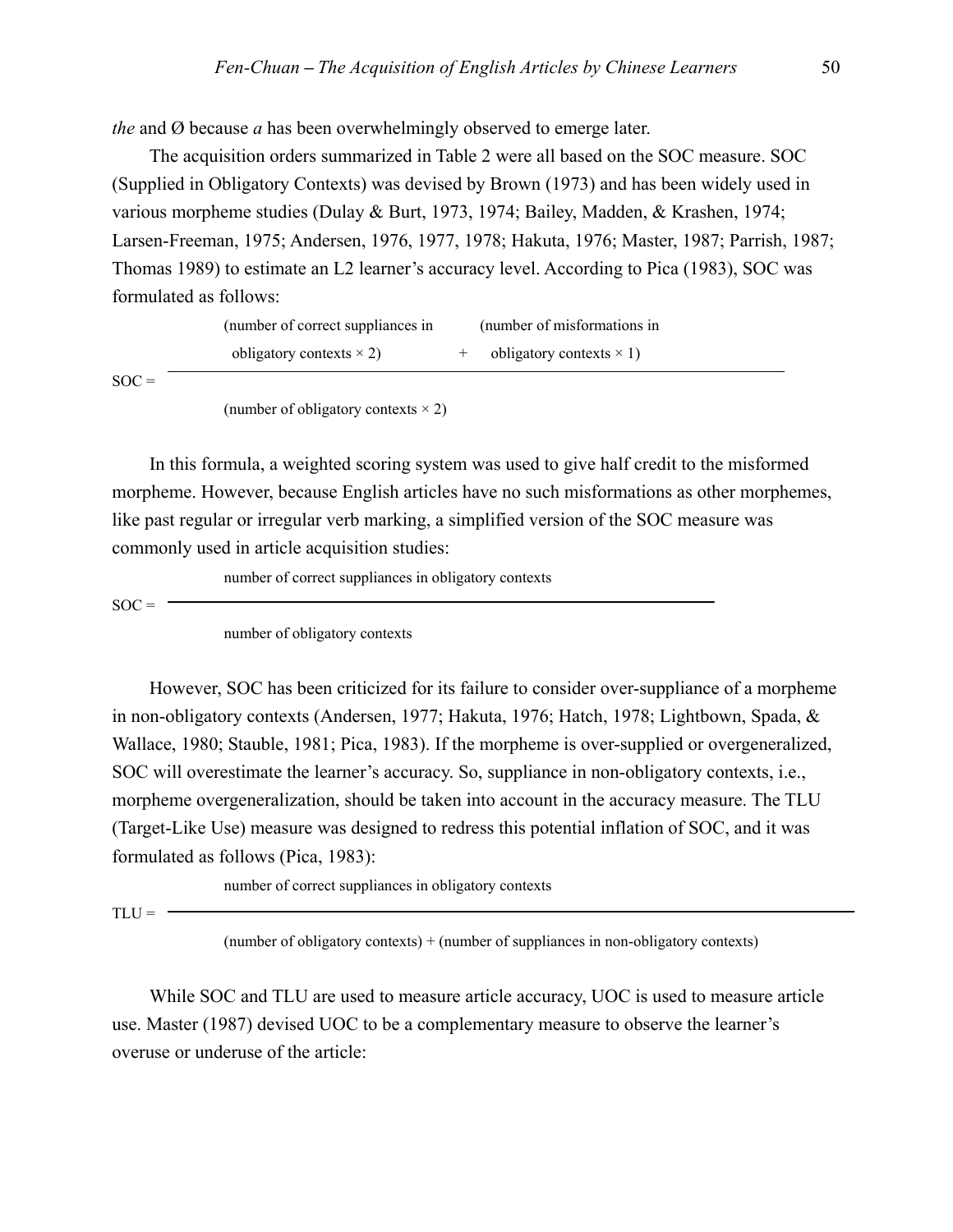*the* and Ø because *a* has been overwhelmingly observed to emerge later.

The acquisition orders summarized in Table 2 were all based on the SOC measure. SOC (Supplied in Obligatory Contexts) was devised by Brown (1973) and has been widely used in various morpheme studies (Dulay & Burt, 1973, 1974; Bailey, Madden, & Krashen, 1974; Larsen-Freeman, 1975; Andersen, 1976, 1977, 1978; Hakuta, 1976; Master, 1987; Parrish, 1987; Thomas 1989) to estimate an L2 learner's accuracy level. According to Pica (1983), SOC was formulated as follows:

$$\text{SOC} = \frac{(\text{number of correct suppliances in obligatory contexts} \times 2) + (\text{number of misformations in obligatory contexts} \times 1)}{(\text{number of obligatory contexts} \times 2)}$$

In this formula, a weighted scoring system was used to give half credit to the misformed morpheme. However, because English articles have no such misformations as other morphemes, like past regular or irregular verb marking, a simplified version of the SOC measure was commonly used in article acquisition studies:

$$\text{SOC} = \frac{\text{number of correct suppliances in obligatory contexts}}{\text{number of obligatory contexts}}$$

However, SOC has been criticized for its failure to consider over-suppliance of a morpheme in non-obligatory contexts (Andersen, 1977; Hakuta, 1976; Hatch, 1978; Lightbown, Spada, & Wallace, 1980; Stauble, 1981; Pica, 1983). If the morpheme is over-supplied or overgeneralized, SOC will overestimate the learner's accuracy. So, suppliance in non-obligatory contexts, i.e., morpheme overgeneralization, should be taken into account in the accuracy measure. The TLU (Target-Like Use) measure was designed to redress this potential inflation of SOC, and it was formulated as follows (Pica, 1983):

$$\text{TLU} = \frac{\text{number of correct suppliances in obligatory contexts}}{(\text{number of obligatory contexts}) + (\text{number of suppliances in non-obligatory contexts})}$$

While SOC and TLU are used to measure article accuracy, UOC is used to measure article use. Master (1987) devised UOC to be a complementary measure to observe the learner's overuse or underuse of the article: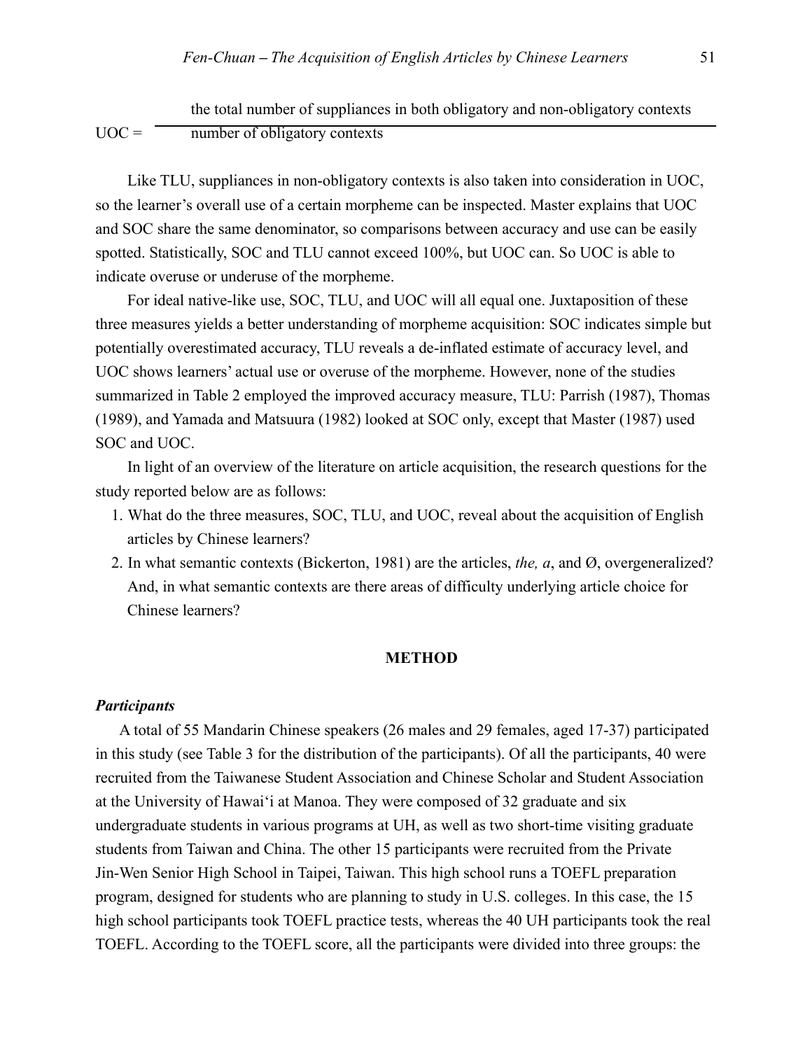$$\text{UOC} = \frac{\text{the total number of suppliances in both obligatory and non-obligatory contexts}}{\text{number of obligatory contexts}}$$

Like TLU, suppliances in non-obligatory contexts is also taken into consideration in UOC, so the learner's overall use of a certain morpheme can be inspected. Master explains that UOC and SOC share the same denominator, so comparisons between accuracy and use can be easily spotted. Statistically, SOC and TLU cannot exceed 100%, but UOC can. So UOC is able to indicate overuse or underuse of the morpheme.

For ideal native-like use, SOC, TLU, and UOC will all equal one. Juxtaposition of these three measures yields a better understanding of morpheme acquisition: SOC indicates simple but potentially overestimated accuracy, TLU reveals a de-inflated estimate of accuracy level, and UOC shows learners' actual use or overuse of the morpheme. However, none of the studies summarized in Table 2 employed the improved accuracy measure, TLU: Parrish (1987), Thomas (1989), and Yamada and Matsuura (1982) looked at SOC only, except that Master (1987) used SOC and UOC.

In light of an overview of the literature on article acquisition, the research questions for the study reported below are as follows:

1. What do the three measures, SOC, TLU, and UOC, reveal about the acquisition of English articles by Chinese learners?
2. In what semantic contexts (Bickerton, 1981) are the articles, *the, a*, and Ø, overgeneralized? And, in what semantic contexts are there areas of difficulty underlying article choice for Chinese learners?

## METHOD

### *Participants*

A total of 55 Mandarin Chinese speakers (26 males and 29 females, aged 17-37) participated in this study (see Table 3 for the distribution of the participants). Of all the participants, 40 were recruited from the Taiwanese Student Association and Chinese Scholar and Student Association at the University of Hawai'i at Manoa. They were composed of 32 graduate and six undergraduate students in various programs at UH, as well as two short-time visiting graduate students from Taiwan and China. The other 15 participants were recruited from the Private Jin-Wen Senior High School in Taipei, Taiwan. This high school runs a TOEFL preparation program, designed for students who are planning to study in U.S. colleges. In this case, the 15 high school participants took TOEFL practice tests, whereas the 40 UH participants took the real TOEFL. According to the TOEFL score, all the participants were divided into three groups: the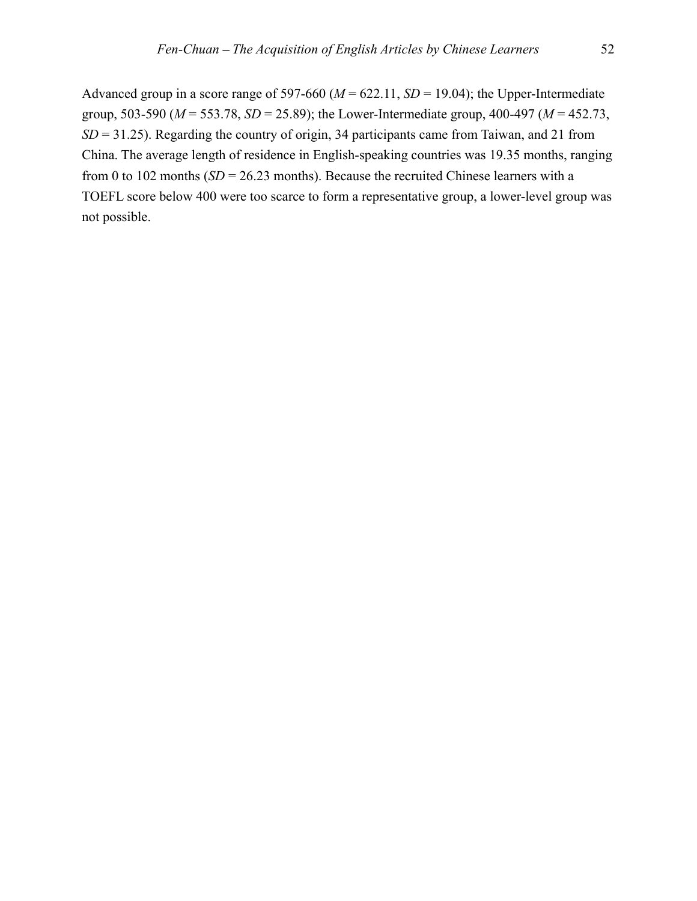Advanced group in a score range of 597-660 ($M$ = 622.11, $SD$ = 19.04); the Upper-Intermediate group, 503-590 ($M$ = 553.78, $SD$ = 25.89); the Lower-Intermediate group, 400-497 ($M$ = 452.73, $SD$ = 31.25). Regarding the country of origin, 34 participants came from Taiwan, and 21 from China. The average length of residence in English-speaking countries was 19.35 months, ranging from 0 to 102 months ($SD$ = 26.23 months). Because the recruited Chinese learners with a TOEFL score below 400 were too scarce to form a representative group, a lower-level group was not possible.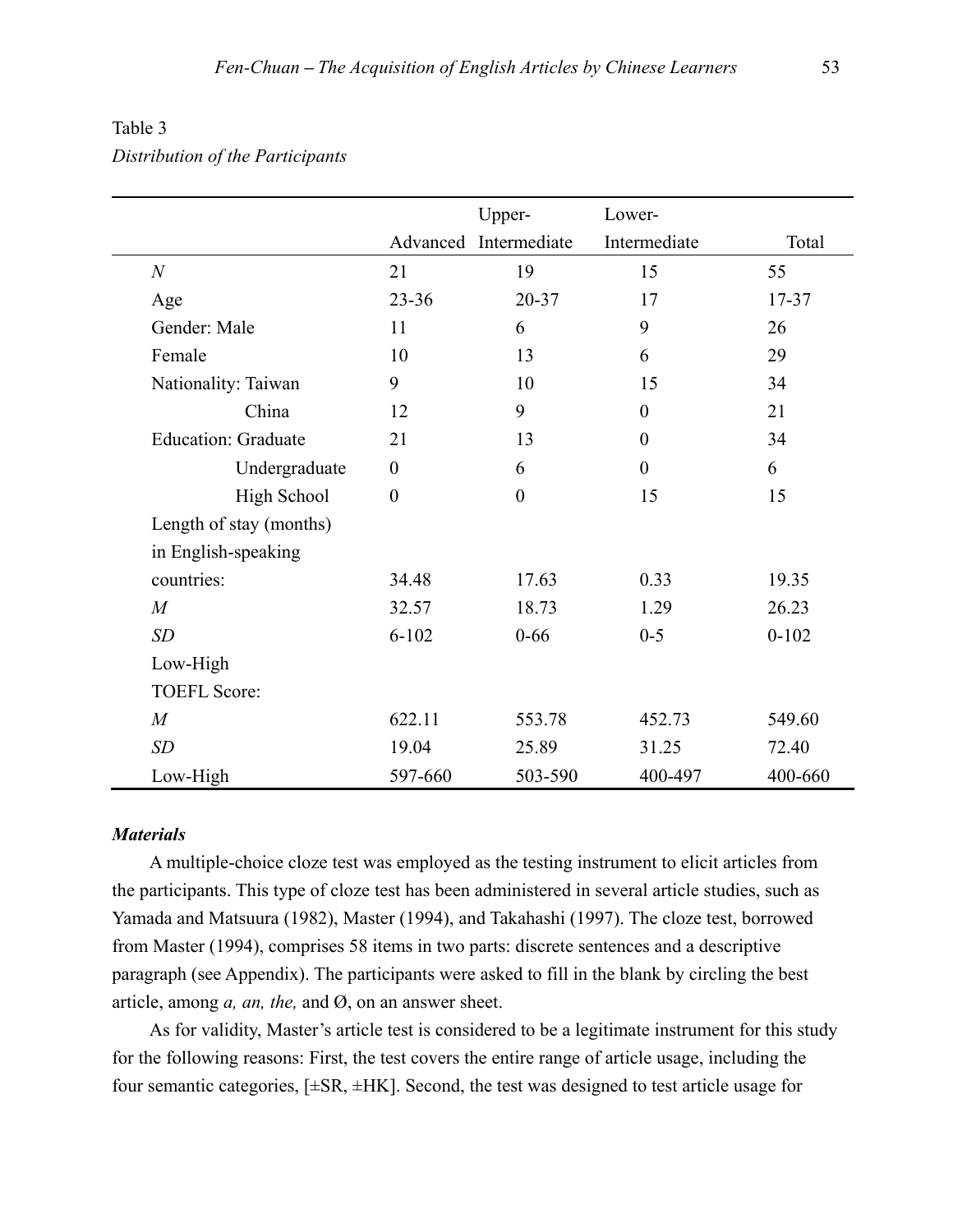Table 3

*Distribution of the Participants*

| | Advanced | Upper-Intermediate | Lower-Intermediate | Total |
|---|---|---|---|---|
| *N* | 21 | 19 | 15 | 55 |
| Age | 23-36 | 20-37 | 17 | 17-37 |
| Gender: Male | 11 | 6 | 9 | 26 |
| Female | 10 | 13 | 6 | 29 |
| Nationality: Taiwan | 9 | 10 | 15 | 34 |
| China | 12 | 9 | 0 | 21 |
| Education: Graduate | 21 | 13 | 0 | 34 |
| Undergraduate | 0 | 6 | 0 | 6 |
| High School | 0 | 0 | 15 | 15 |
| Length of stay (months) in English-speaking countries: | 34.48 | 17.63 | 0.33 | 19.35 |
| *M* | 32.57 | 18.73 | 1.29 | 26.23 |
| *SD* | 6-102 | 0-66 | 0-5 | 0-102 |
| Low-High | | | | |
| TOEFL Score: | | | | |
| *M* | 622.11 | 553.78 | 452.73 | 549.60 |
| *SD* | 19.04 | 25.89 | 31.25 | 72.40 |
| Low-High | 597-660 | 503-590 | 400-497 | 400-660 |

### *Materials*

A multiple-choice cloze test was employed as the testing instrument to elicit articles from the participants. This type of cloze test has been administered in several article studies, such as Yamada and Matsuura (1982), Master (1994), and Takahashi (1997). The cloze test, borrowed from Master (1994), comprises 58 items in two parts: discrete sentences and a descriptive paragraph (see Appendix). The participants were asked to fill in the blank by circling the best article, among *a, an, the,* and Ø, on an answer sheet.

As for validity, Master's article test is considered to be a legitimate instrument for this study for the following reasons: First, the test covers the entire range of article usage, including the four semantic categories, [±SR, ±HK]. Second, the test was designed to test article usage for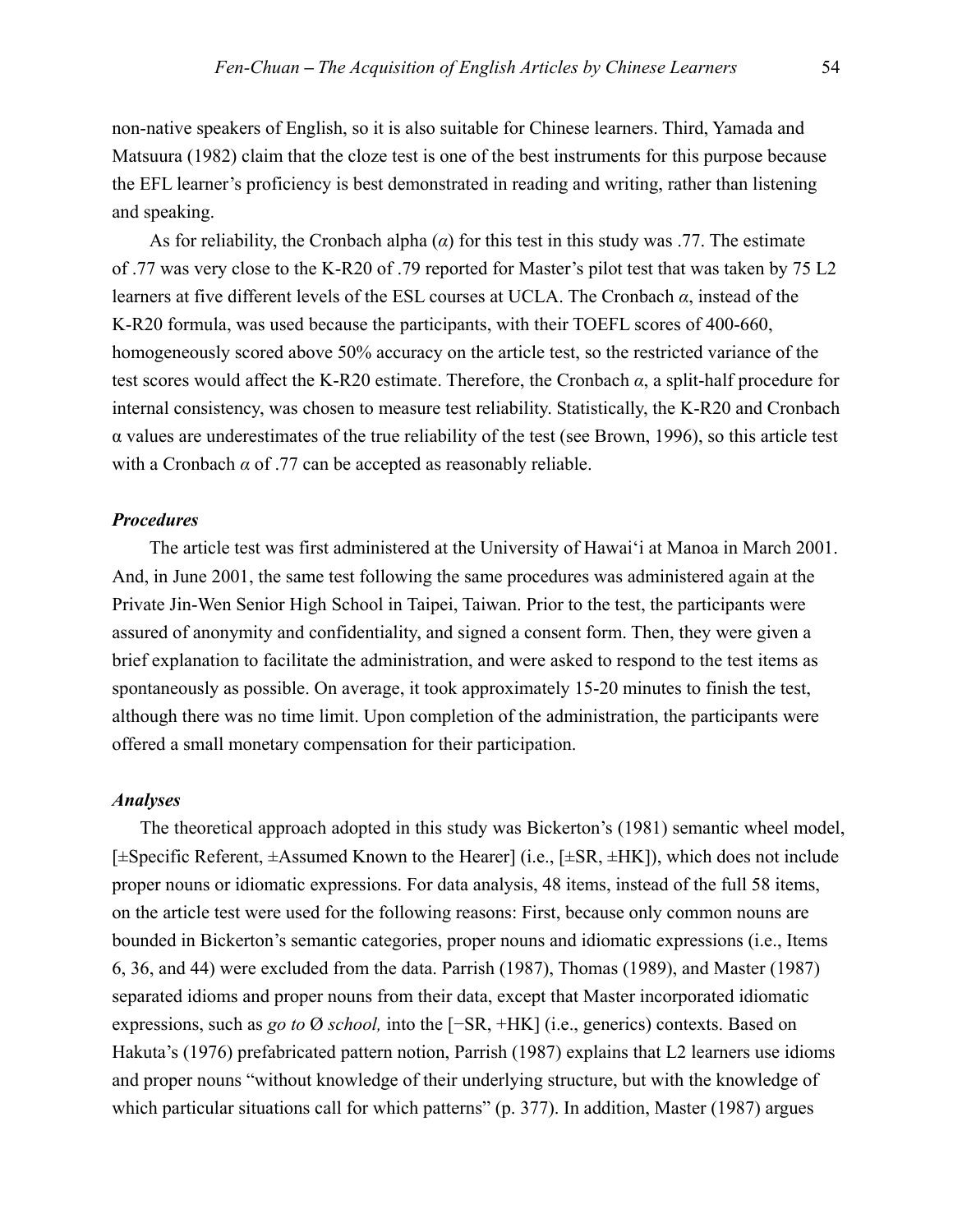non-native speakers of English, so it is also suitable for Chinese learners. Third, Yamada and Matsuura (1982) claim that the cloze test is one of the best instruments for this purpose because the EFL learner's proficiency is best demonstrated in reading and writing, rather than listening and speaking.

As for reliability, the Cronbach alpha (*α*) for this test in this study was .77. The estimate of .77 was very close to the K-R20 of .79 reported for Master's pilot test that was taken by 75 L2 learners at five different levels of the ESL courses at UCLA. The Cronbach *α*, instead of the K-R20 formula, was used because the participants, with their TOEFL scores of 400-660, homogeneously scored above 50% accuracy on the article test, so the restricted variance of the test scores would affect the K-R20 estimate. Therefore, the Cronbach *α*, a split-half procedure for internal consistency, was chosen to measure test reliability. Statistically, the K-R20 and Cronbach α values are underestimates of the true reliability of the test (see Brown, 1996), so this article test with a Cronbach *α* of .77 can be accepted as reasonably reliable.

### *Procedures*

The article test was first administered at the University of Hawai'i at Manoa in March 2001. And, in June 2001, the same test following the same procedures was administered again at the Private Jin-Wen Senior High School in Taipei, Taiwan. Prior to the test, the participants were assured of anonymity and confidentiality, and signed a consent form. Then, they were given a brief explanation to facilitate the administration, and were asked to respond to the test items as spontaneously as possible. On average, it took approximately 15-20 minutes to finish the test, although there was no time limit. Upon completion of the administration, the participants were offered a small monetary compensation for their participation.

### *Analyses*

The theoretical approach adopted in this study was Bickerton's (1981) semantic wheel model, [±Specific Referent, ±Assumed Known to the Hearer] (i.e., [±SR, ±HK]), which does not include proper nouns or idiomatic expressions. For data analysis, 48 items, instead of the full 58 items, on the article test were used for the following reasons: First, because only common nouns are bounded in Bickerton's semantic categories, proper nouns and idiomatic expressions (i.e., Items 6, 36, and 44) were excluded from the data. Parrish (1987), Thomas (1989), and Master (1987) separated idioms and proper nouns from their data, except that Master incorporated idiomatic expressions, such as *go to Ø school,* into the [−SR, +HK] (i.e., generics) contexts. Based on Hakuta's (1976) prefabricated pattern notion, Parrish (1987) explains that L2 learners use idioms and proper nouns "without knowledge of their underlying structure, but with the knowledge of which particular situations call for which patterns" (p. 377). In addition, Master (1987) argues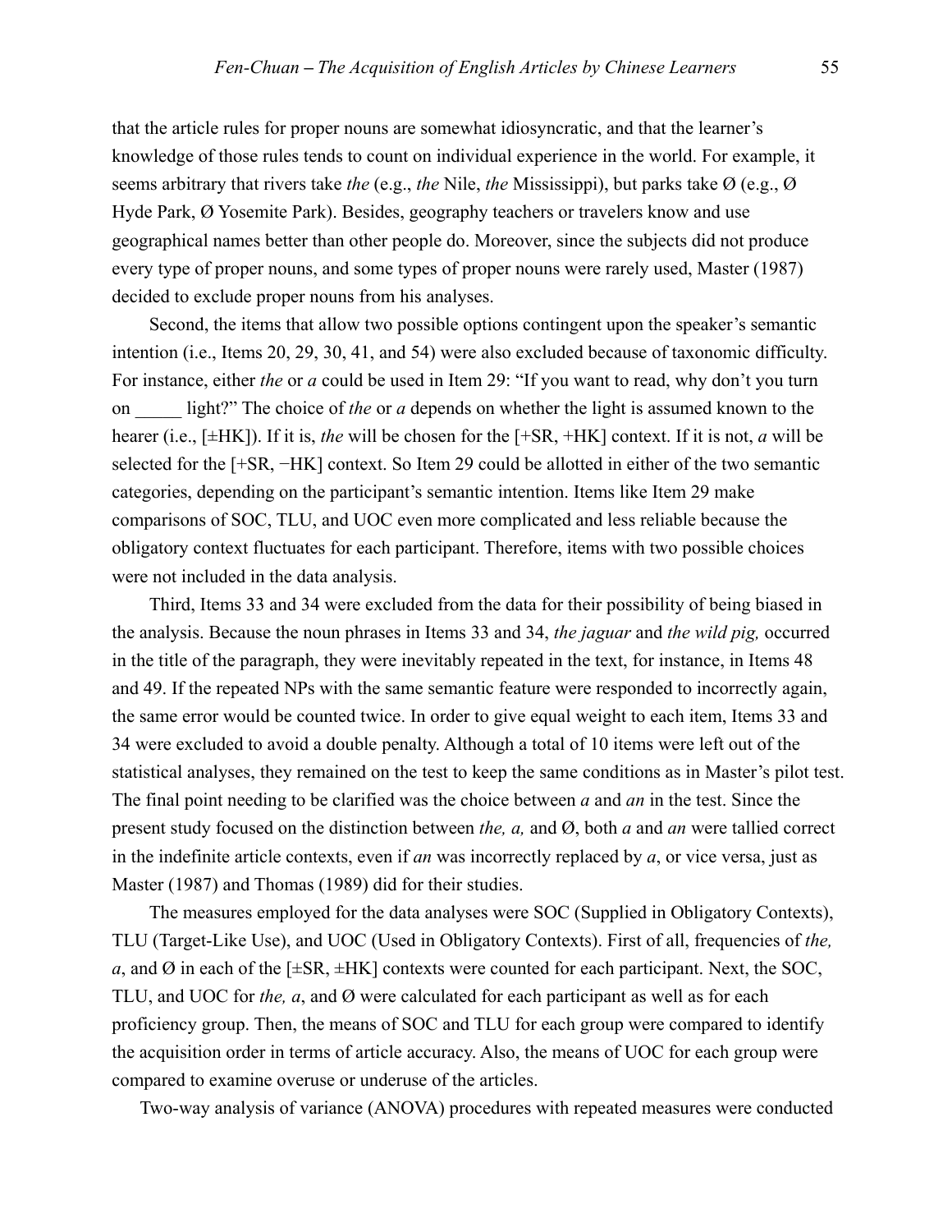that the article rules for proper nouns are somewhat idiosyncratic, and that the learner's knowledge of those rules tends to count on individual experience in the world. For example, it seems arbitrary that rivers take *the* (e.g., *the* Nile, *the* Mississippi), but parks take Ø (e.g., Ø Hyde Park, Ø Yosemite Park). Besides, geography teachers or travelers know and use geographical names better than other people do. Moreover, since the subjects did not produce every type of proper nouns, and some types of proper nouns were rarely used, Master (1987) decided to exclude proper nouns from his analyses.

Second, the items that allow two possible options contingent upon the speaker's semantic intention (i.e., Items 20, 29, 30, 41, and 54) were also excluded because of taxonomic difficulty. For instance, either *the* or *a* could be used in Item 29: "If you want to read, why don't you turn on _____ light?" The choice of *the* or *a* depends on whether the light is assumed known to the hearer (i.e., [±HK]). If it is, *the* will be chosen for the [+SR, +HK] context. If it is not, *a* will be selected for the [+SR, −HK] context. So Item 29 could be allotted in either of the two semantic categories, depending on the participant's semantic intention. Items like Item 29 make comparisons of SOC, TLU, and UOC even more complicated and less reliable because the obligatory context fluctuates for each participant. Therefore, items with two possible choices were not included in the data analysis.

Third, Items 33 and 34 were excluded from the data for their possibility of being biased in the analysis. Because the noun phrases in Items 33 and 34, *the jaguar* and *the wild pig,* occurred in the title of the paragraph, they were inevitably repeated in the text, for instance, in Items 48 and 49. If the repeated NPs with the same semantic feature were responded to incorrectly again, the same error would be counted twice. In order to give equal weight to each item, Items 33 and 34 were excluded to avoid a double penalty. Although a total of 10 items were left out of the statistical analyses, they remained on the test to keep the same conditions as in Master's pilot test. The final point needing to be clarified was the choice between *a* and *an* in the test. Since the present study focused on the distinction between *the, a,* and Ø, both *a* and *an* were tallied correct in the indefinite article contexts, even if *an* was incorrectly replaced by *a*, or vice versa, just as Master (1987) and Thomas (1989) did for their studies.

The measures employed for the data analyses were SOC (Supplied in Obligatory Contexts), TLU (Target-Like Use), and UOC (Used in Obligatory Contexts). First of all, frequencies of *the, a*, and Ø in each of the [±SR, ±HK] contexts were counted for each participant. Next, the SOC, TLU, and UOC for *the, a*, and Ø were calculated for each participant as well as for each proficiency group. Then, the means of SOC and TLU for each group were compared to identify the acquisition order in terms of article accuracy. Also, the means of UOC for each group were compared to examine overuse or underuse of the articles.

Two-way analysis of variance (ANOVA) procedures with repeated measures were conducted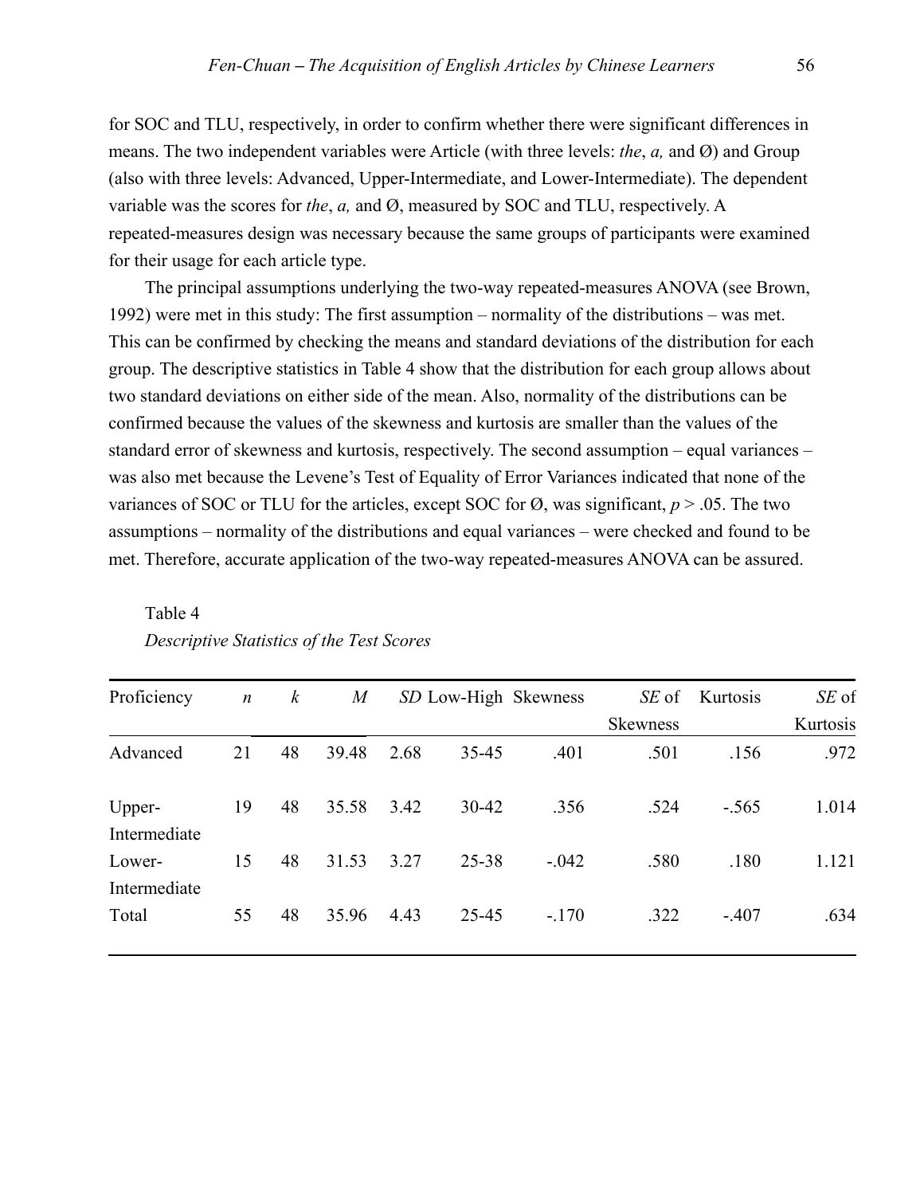for SOC and TLU, respectively, in order to confirm whether there were significant differences in means. The two independent variables were Article (with three levels: *the*, *a,* and Ø) and Group (also with three levels: Advanced, Upper-Intermediate, and Lower-Intermediate). The dependent variable was the scores for *the*, *a,* and Ø, measured by SOC and TLU, respectively. A repeated-measures design was necessary because the same groups of participants were examined for their usage for each article type.

The principal assumptions underlying the two-way repeated-measures ANOVA (see Brown, 1992) were met in this study: The first assumption – normality of the distributions – was met. This can be confirmed by checking the means and standard deviations of the distribution for each group. The descriptive statistics in Table 4 show that the distribution for each group allows about two standard deviations on either side of the mean. Also, normality of the distributions can be confirmed because the values of the skewness and kurtosis are smaller than the values of the standard error of skewness and kurtosis, respectively. The second assumption – equal variances – was also met because the Levene's Test of Equality of Error Variances indicated that none of the variances of SOC or TLU for the articles, except SOC for Ø, was significant, $p > .05$. The two assumptions – normality of the distributions and equal variances – were checked and found to be met. Therefore, accurate application of the two-way repeated-measures ANOVA can be assured.

Table 4

*Descriptive Statistics of the Test Scores*

| Proficiency | *n* | *k* | *M* | *SD* | Low-High | Skewness | *SE* of Skewness | Kurtosis | *SE* of Kurtosis |
|---|---|---|---|---|---|---|---|---|---|
| Advanced | 21 | 48 | 39.48 | 2.68 | 35-45 | .401 | .501 | .156 | .972 |
| Upper-Intermediate | 19 | 48 | 35.58 | 3.42 | 30-42 | .356 | .524 | -.565 | 1.014 |
| Lower-Intermediate | 15 | 48 | 31.53 | 3.27 | 25-38 | -.042 | .580 | .180 | 1.121 |
| Total | 55 | 48 | 35.96 | 4.43 | 25-45 | -.170 | .322 | -.407 | .634 |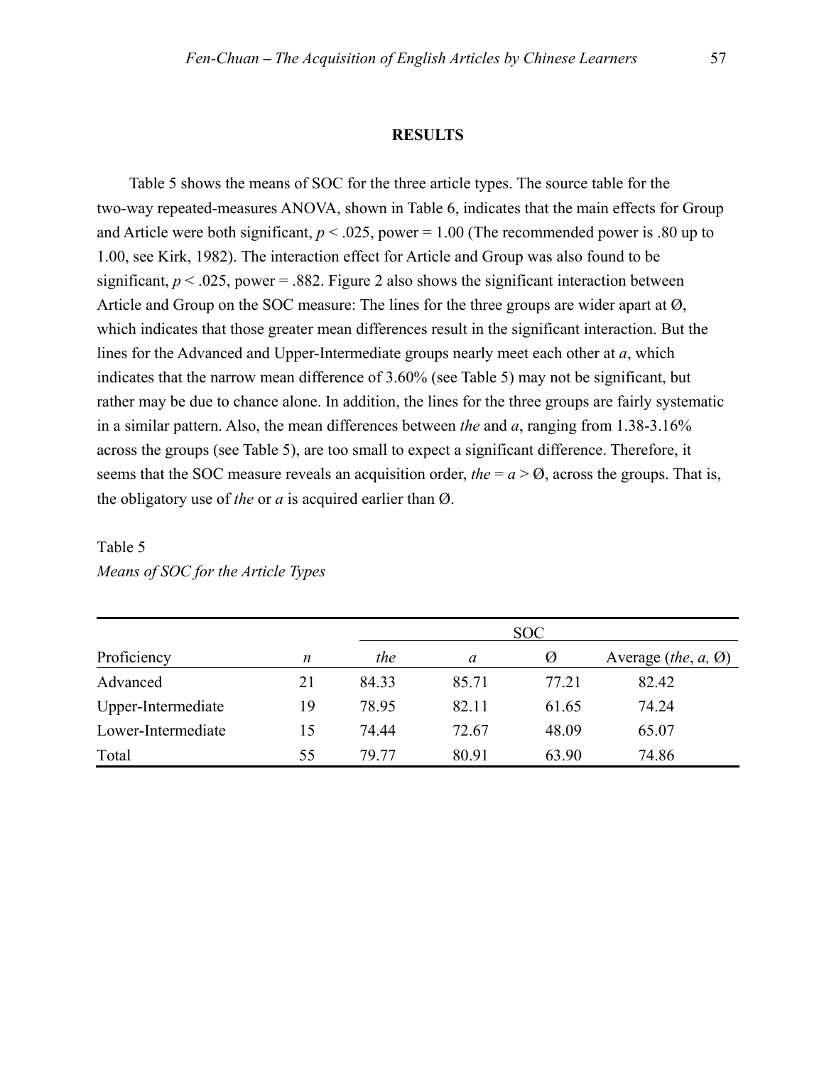## RESULTS

Table 5 shows the means of SOC for the three article types. The source table for the two-way repeated-measures ANOVA, shown in Table 6, indicates that the main effects for Group and Article were both significant, $p < .025$, power = 1.00 (The recommended power is .80 up to 1.00, see Kirk, 1982). The interaction effect for Article and Group was also found to be significant, $p < .025$, power = .882. Figure 2 also shows the significant interaction between Article and Group on the SOC measure: The lines for the three groups are wider apart at Ø, which indicates that those greater mean differences result in the significant interaction. But the lines for the Advanced and Upper-Intermediate groups nearly meet each other at *a*, which indicates that the narrow mean difference of 3.60% (see Table 5) may not be significant, but rather may be due to chance alone. In addition, the lines for the three groups are fairly systematic in a similar pattern. Also, the mean differences between *the* and *a*, ranging from 1.38-3.16% across the groups (see Table 5), are too small to expect a significant difference. Therefore, it seems that the SOC measure reveals an acquisition order, *the* = *a* > Ø, across the groups. That is, the obligatory use of *the* or *a* is acquired earlier than Ø.

Table 5
*Means of SOC for the Article Types*

| | | SOC | | | |
|---|---|---|---|---|---|
| Proficiency | *n* | *the* | *a* | Ø | Average (*the*, *a*, Ø) |
| Advanced | 21 | 84.33 | 85.71 | 77.21 | 82.42 |
| Upper-Intermediate | 19 | 78.95 | 82.11 | 61.65 | 74.24 |
| Lower-Intermediate | 15 | 74.44 | 72.67 | 48.09 | 65.07 |
| Total | 55 | 79.77 | 80.91 | 63.90 | 74.86 |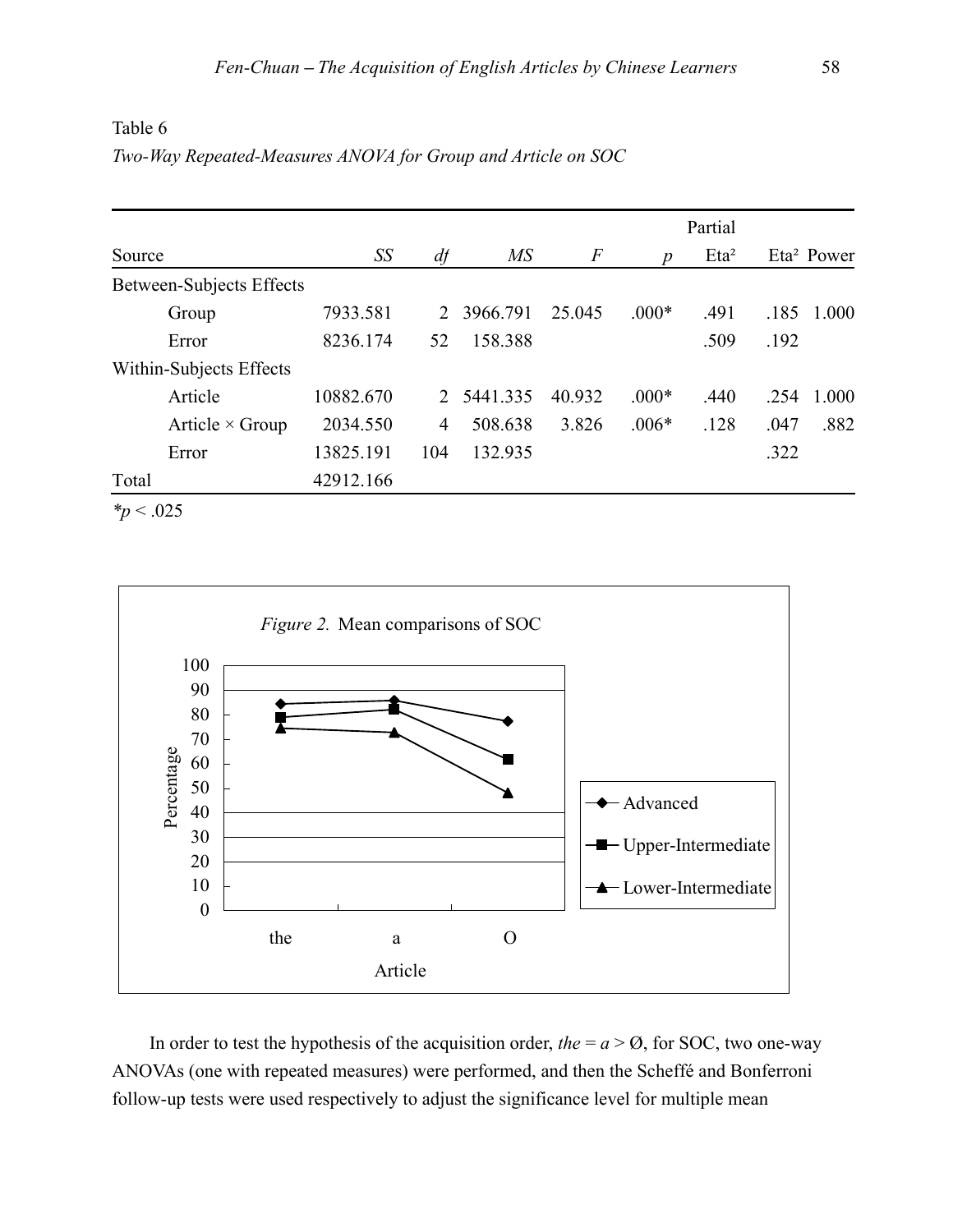Table 6

*Two-Way Repeated-Measures ANOVA for Group and Article on SOC*

| Source | *SS* | *df* | *MS* | *F* | *p* | Partial Eta² | Eta² | Power |
|---|---|---|---|---|---|---|---|---|
| Between-Subjects Effects | | | | | | | | |
| Group | 7933.581 | 2 | 3966.791 | 25.045 | .000* | .491 | .185 | 1.000 |
| Error | 8236.174 | 52 | 158.388 | | | .509 | .192 | |
| Within-Subjects Effects | | | | | | | | |
| Article | 10882.670 | 2 | 5441.335 | 40.932 | .000* | .440 | .254 | 1.000 |
| Article × Group | 2034.550 | 4 | 508.638 | 3.826 | .006* | .128 | .047 | .882 |
| Error | 13825.191 | 104 | 132.935 | | | | .322 | |
| Total | 42912.166 | | | | | | | |

$^*p < .025$

*Figure 2.* Mean comparisons of SOC

In order to test the hypothesis of the acquisition order, *the* = *a* > Ø, for SOC, two one-way ANOVAs (one with repeated measures) were performed, and then the Scheffé and Bonferroni follow-up tests were used respectively to adjust the significance level for multiple mean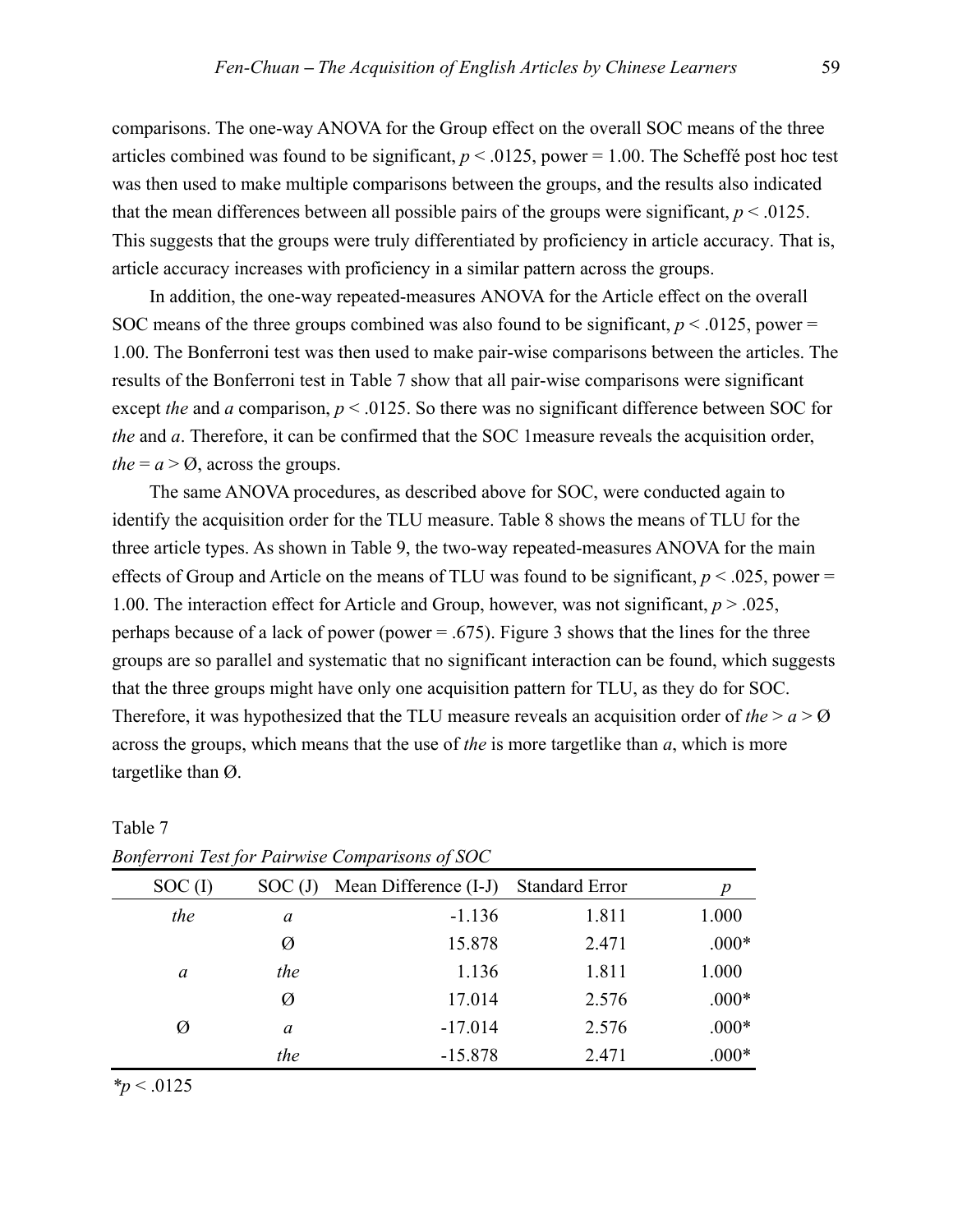comparisons. The one-way ANOVA for the Group effect on the overall SOC means of the three articles combined was found to be significant, $p < .0125$, power = 1.00. The Scheffé post hoc test was then used to make multiple comparisons between the groups, and the results also indicated that the mean differences between all possible pairs of the groups were significant, $p < .0125$. This suggests that the groups were truly differentiated by proficiency in article accuracy. That is, article accuracy increases with proficiency in a similar pattern across the groups.

In addition, the one-way repeated-measures ANOVA for the Article effect on the overall SOC means of the three groups combined was also found to be significant, $p < .0125$, power = 1.00. The Bonferroni test was then used to make pair-wise comparisons between the articles. The results of the Bonferroni test in Table 7 show that all pair-wise comparisons were significant except *the* and *a* comparison, $p < .0125$. So there was no significant difference between SOC for *the* and *a*. Therefore, it can be confirmed that the SOC 1measure reveals the acquisition order, *the* = *a* > Ø, across the groups.

The same ANOVA procedures, as described above for SOC, were conducted again to identify the acquisition order for the TLU measure. Table 8 shows the means of TLU for the three article types. As shown in Table 9, the two-way repeated-measures ANOVA for the main effects of Group and Article on the means of TLU was found to be significant, $p < .025$, power = 1.00. The interaction effect for Article and Group, however, was not significant, $p > .025$, perhaps because of a lack of power (power = .675). Figure 3 shows that the lines for the three groups are so parallel and systematic that no significant interaction can be found, which suggests that the three groups might have only one acquisition pattern for TLU, as they do for SOC. Therefore, it was hypothesized that the TLU measure reveals an acquisition order of *the* > *a* > Ø across the groups, which means that the use of *the* is more targetlike than *a*, which is more targetlike than Ø.

Table 7

*Bonferroni Test for Pairwise Comparisons of SOC*

| SOC (I) | SOC (J) | Mean Difference (I-J) | Standard Error | *p* |
|---|---|---|---|---|
| *the* | *a* | -1.136 | 1.811 | 1.000 |
| | Ø | 15.878 | 2.471 | .000* |
| *a* | *the* | 1.136 | 1.811 | 1.000 |
| | Ø | 17.014 | 2.576 | .000* |
| Ø | *a* | -17.014 | 2.576 | .000* |
| | *the* | -15.878 | 2.471 | .000* |

$^*p < .0125$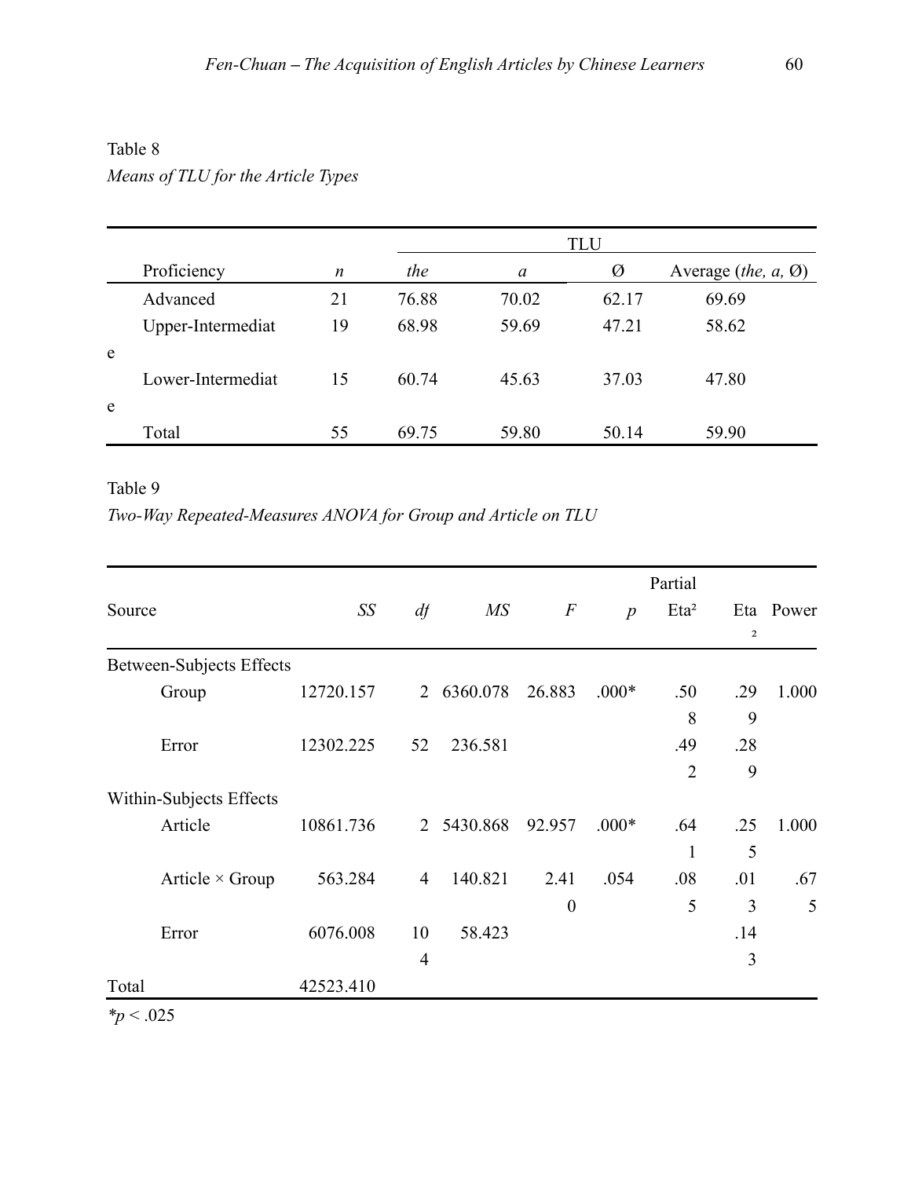Table 8

*Means of TLU for the Article Types*

| Proficiency | *n* | TLU | | | |
|---|---|---|---|---|---|
| | | *the* | *a* | Ø | Average (*the, a,* Ø) |
| Advanced | 21 | 76.88 | 70.02 | 62.17 | 69.69 |
| Upper-Intermediate | 19 | 68.98 | 59.69 | 47.21 | 58.62 |
| Lower-Intermediate | 15 | 60.74 | 45.63 | 37.03 | 47.80 |
| Total | 55 | 69.75 | 59.80 | 50.14 | 59.90 |

Table 9

*Two-Way Repeated-Measures ANOVA for Group and Article on TLU*

| Source | *SS* | *df* | *MS* | *F* | *p* | Partial Eta² | Eta² | Power |
|---|---|---|---|---|---|---|---|---|
| Between-Subjects Effects | | | | | | | | |
| Group | 12720.157 | 2 | 6360.078 | 26.883 | .000* | .508 | .299 | 1.000 |
| Error | 12302.225 | 52 | 236.581 | | | .492 | .289 | |
| Within-Subjects Effects | | | | | | | | |
| Article | 10861.736 | 2 | 5430.868 | 92.957 | .000* | .641 | .255 | 1.000 |
| Article × Group | 563.284 | 4 | 140.821 | 2.410 | .054 | .085 | .013 | .675 |
| Error | 6076.008 | 104 | 58.423 | | | | .143 | |
| Total | 42523.410 | | | | | | | |

$*p < .025$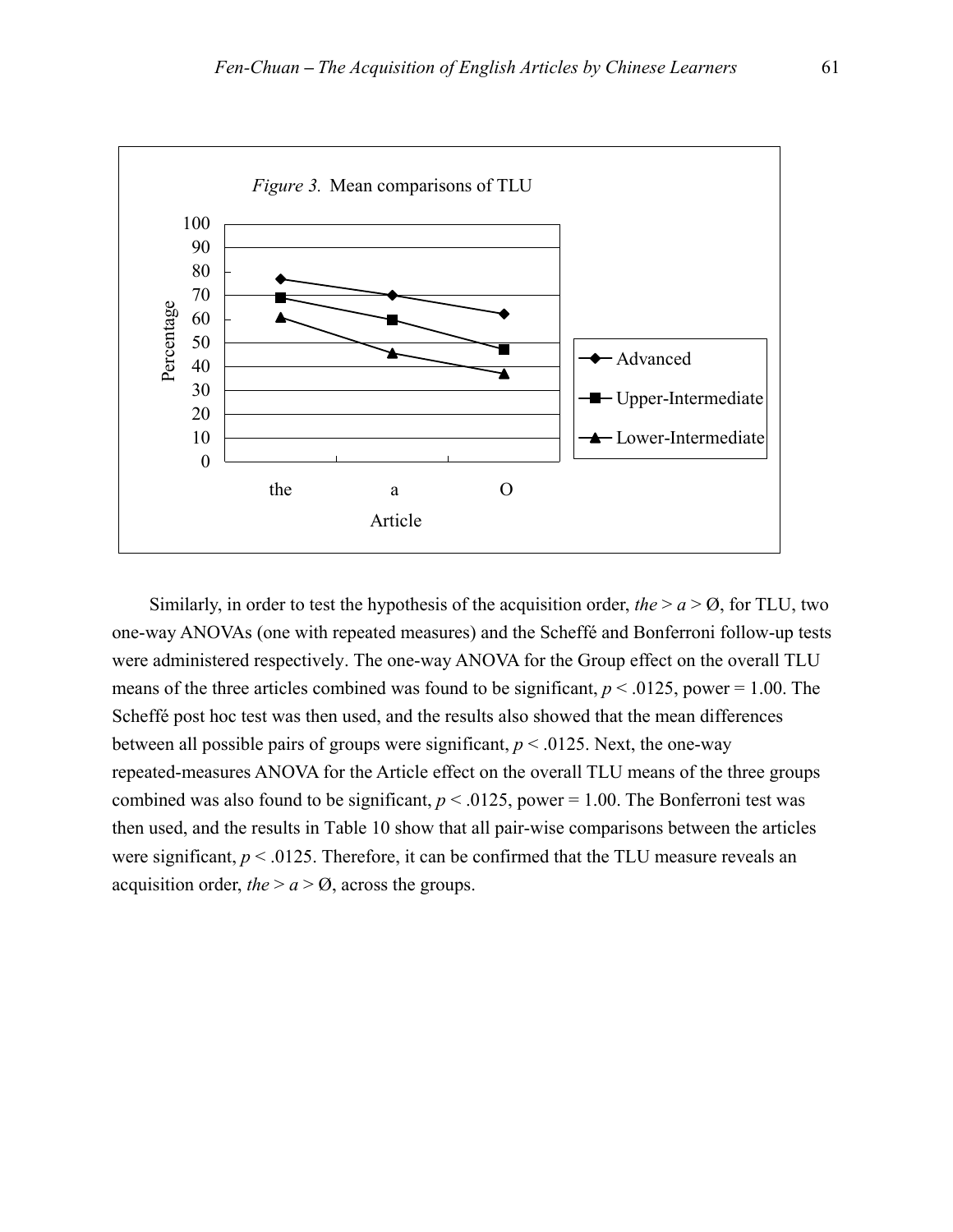*Figure 3.* Mean comparisons of TLU

Similarly, in order to test the hypothesis of the acquisition order, *the* > *a* > Ø, for TLU, two one-way ANOVAs (one with repeated measures) and the Scheffé and Bonferroni follow-up tests were administered respectively. The one-way ANOVA for the Group effect on the overall TLU means of the three articles combined was found to be significant, $p < .0125$, power = 1.00. The Scheffé post hoc test was then used, and the results also showed that the mean differences between all possible pairs of groups were significant, $p < .0125$. Next, the one-way repeated-measures ANOVA for the Article effect on the overall TLU means of the three groups combined was also found to be significant, $p < .0125$, power = 1.00. The Bonferroni test was then used, and the results in Table 10 show that all pair-wise comparisons between the articles were significant, $p < .0125$. Therefore, it can be confirmed that the TLU measure reveals an acquisition order, *the* > *a* > Ø, across the groups.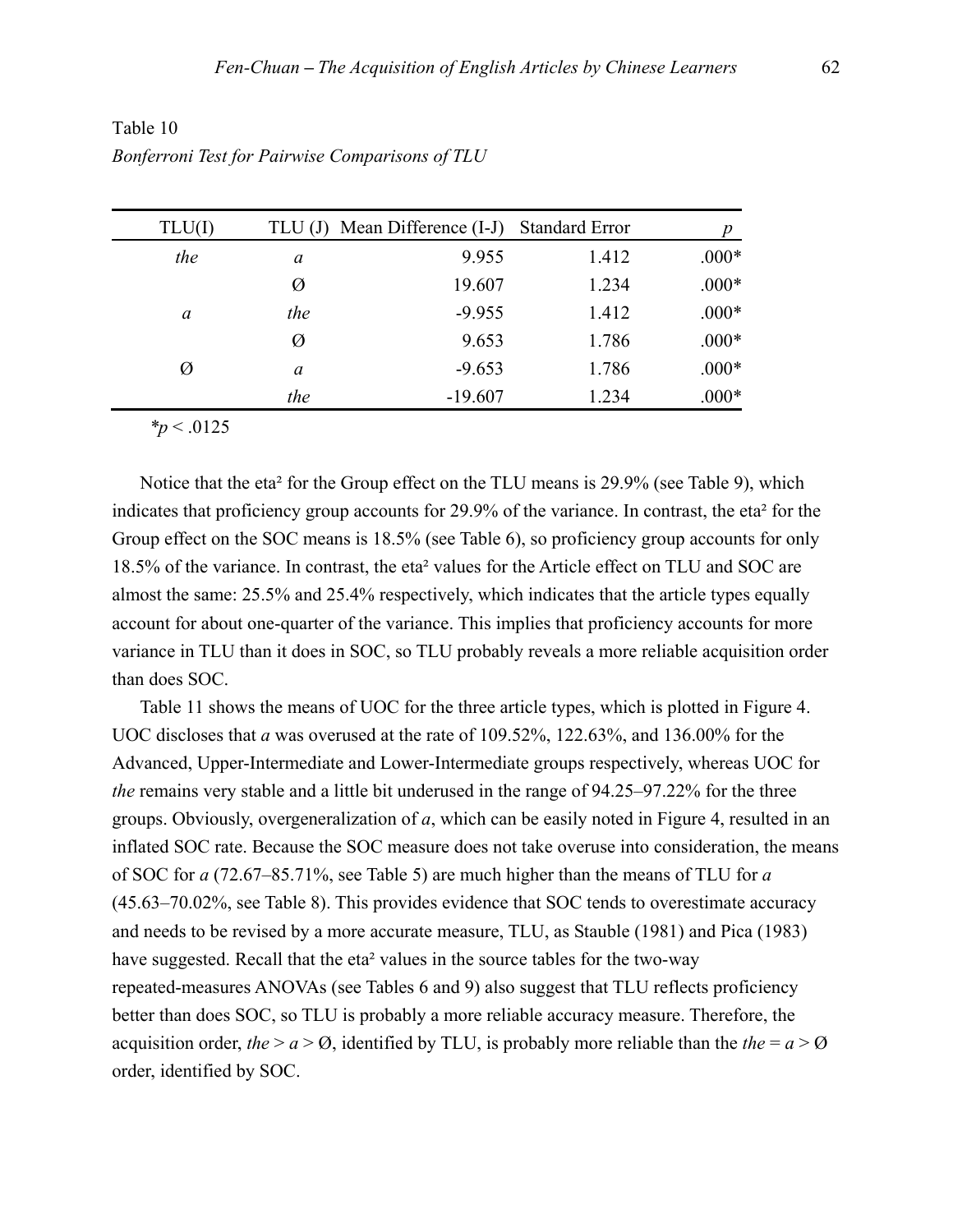Table 10

*Bonferroni Test for Pairwise Comparisons of TLU*

| TLU(I) | TLU (J) | Mean Difference (I-J) | Standard Error | *p* |
|---|---|---|---|---|
| *the* | *a* | 9.955 | 1.412 | .000* |
| | Ø | 19.607 | 1.234 | .000* |
| *a* | *the* | -9.955 | 1.412 | .000* |
| | Ø | 9.653 | 1.786 | .000* |
| Ø | *a* | -9.653 | 1.786 | .000* |
| | *the* | -19.607 | 1.234 | .000* |

$^{*}p < .0125$

Notice that the eta² for the Group effect on the TLU means is 29.9% (see Table 9), which indicates that proficiency group accounts for 29.9% of the variance. In contrast, the eta² for the Group effect on the SOC means is 18.5% (see Table 6), so proficiency group accounts for only 18.5% of the variance. In contrast, the eta² values for the Article effect on TLU and SOC are almost the same: 25.5% and 25.4% respectively, which indicates that the article types equally account for about one-quarter of the variance. This implies that proficiency accounts for more variance in TLU than it does in SOC, so TLU probably reveals a more reliable acquisition order than does SOC.

Table 11 shows the means of UOC for the three article types, which is plotted in Figure 4. UOC discloses that *a* was overused at the rate of 109.52%, 122.63%, and 136.00% for the Advanced, Upper-Intermediate and Lower-Intermediate groups respectively, whereas UOC for *the* remains very stable and a little bit underused in the range of 94.25–97.22% for the three groups. Obviously, overgeneralization of *a*, which can be easily noted in Figure 4, resulted in an inflated SOC rate. Because the SOC measure does not take overuse into consideration, the means of SOC for *a* (72.67–85.71%, see Table 5) are much higher than the means of TLU for *a* (45.63–70.02%, see Table 8). This provides evidence that SOC tends to overestimate accuracy and needs to be revised by a more accurate measure, TLU, as Stauble (1981) and Pica (1983) have suggested. Recall that the eta² values in the source tables for the two-way repeated-measures ANOVAs (see Tables 6 and 9) also suggest that TLU reflects proficiency better than does SOC, so TLU is probably a more reliable accuracy measure. Therefore, the acquisition order, *the* > *a* > Ø, identified by TLU, is probably more reliable than the *the* = *a* > Ø order, identified by SOC.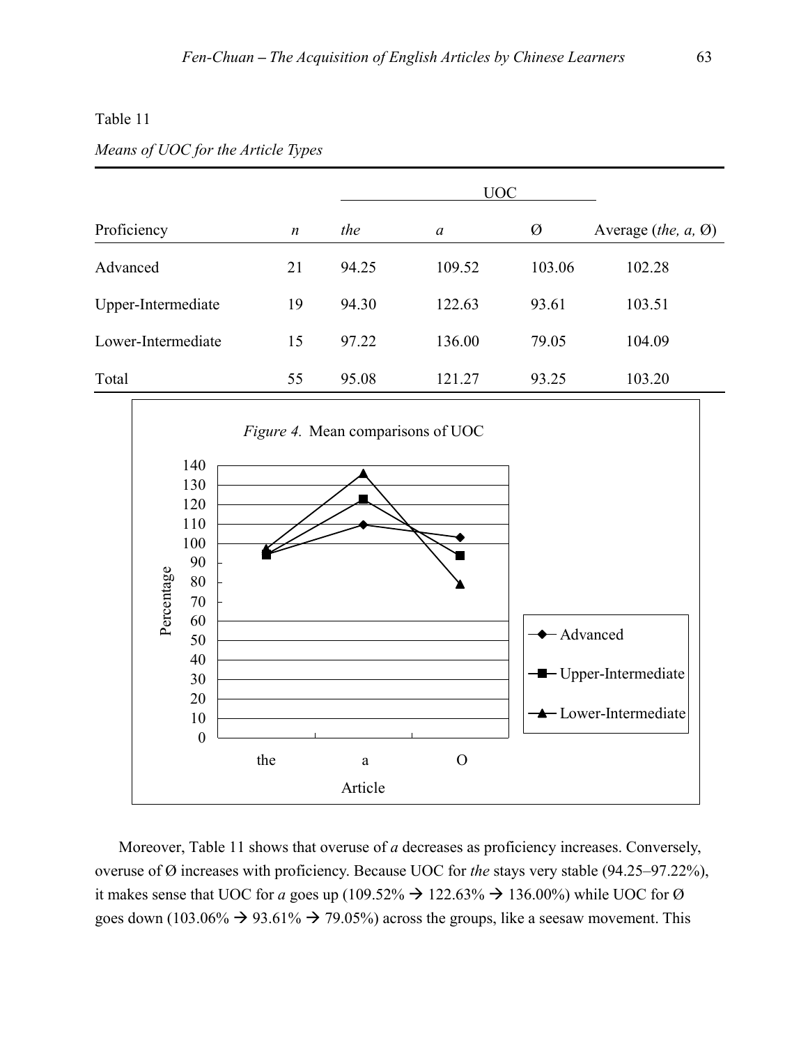Table 11

*Means of UOC for the Article Types*

| | | UOC | | | |
|---|---|---|---|---|---|
| Proficiency | *n* | *the* | *a* | Ø | Average (*the, a,* Ø) |
| Advanced | 21 | 94.25 | 109.52 | 103.06 | 102.28 |
| Upper-Intermediate | 19 | 94.30 | 122.63 | 93.61 | 103.51 |
| Lower-Intermediate | 15 | 97.22 | 136.00 | 79.05 | 104.09 |
| Total | 55 | 95.08 | 121.27 | 93.25 | 103.20 |

*Figure 4.* Mean comparisons of UOC

Moreover, Table 11 shows that overuse of *a* decreases as proficiency increases. Conversely, overuse of Ø increases with proficiency. Because UOC for *the* stays very stable (94.25–97.22%), it makes sense that UOC for *a* goes up (109.52% → 122.63% → 136.00%) while UOC for Ø goes down (103.06% → 93.61% → 79.05%) across the groups, like a seesaw movement. This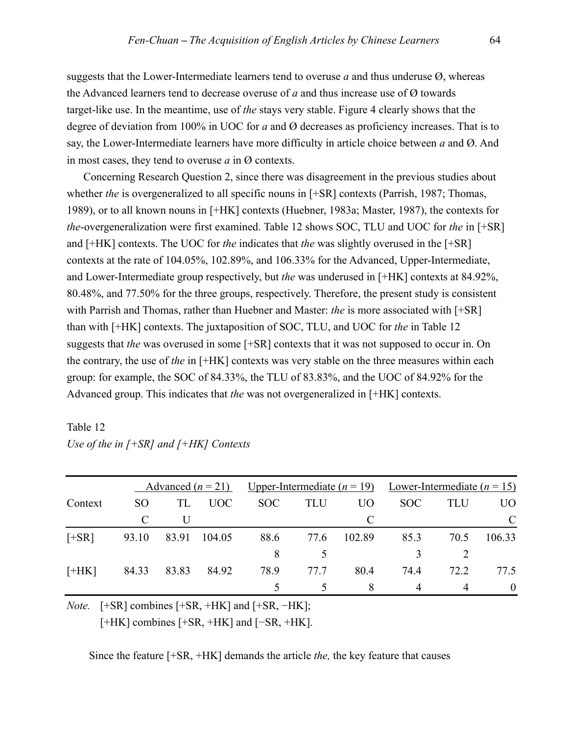suggests that the Lower-Intermediate learners tend to overuse *a* and thus underuse Ø, whereas the Advanced learners tend to decrease overuse of *a* and thus increase use of Ø towards target-like use. In the meantime, use of *the* stays very stable. Figure 4 clearly shows that the degree of deviation from 100% in UOC for *a* and Ø decreases as proficiency increases. That is to say, the Lower-Intermediate learners have more difficulty in article choice between *a* and Ø. And in most cases, they tend to overuse *a* in Ø contexts.

Concerning Research Question 2, since there was disagreement in the previous studies about whether *the* is overgeneralized to all specific nouns in [+SR] contexts (Parrish, 1987; Thomas, 1989), or to all known nouns in [+HK] contexts (Huebner, 1983a; Master, 1987), the contexts for *the*-overgeneralization were first examined. Table 12 shows SOC, TLU and UOC for *the* in [+SR] and [+HK] contexts. The UOC for *the* indicates that *the* was slightly overused in the [+SR] contexts at the rate of 104.05%, 102.89%, and 106.33% for the Advanced, Upper-Intermediate, and Lower-Intermediate group respectively, but *the* was underused in [+HK] contexts at 84.92%, 80.48%, and 77.50% for the three groups, respectively. Therefore, the present study is consistent with Parrish and Thomas, rather than Huebner and Master: *the* is more associated with [+SR] than with [+HK] contexts. The juxtaposition of SOC, TLU, and UOC for *the* in Table 12 suggests that *the* was overused in some [+SR] contexts that it was not supposed to occur in. On the contrary, the use of *the* in [+HK] contexts was very stable on the three measures within each group: for example, the SOC of 84.33%, the TLU of 83.83%, and the UOC of 84.92% for the Advanced group. This indicates that *the* was not overgeneralized in [+HK] contexts.

Table 12
*Use of the in [+SR] and [+HK] Contexts*

| | Advanced (*n* = 21) | | | Upper-Intermediate (*n* = 19) | | | Lower-Intermediate (*n* = 15) | | |
|---|---|---|---|---|---|---|---|---|---|
| Context | SOC | TLU | UOC | SOC | TLU | UOC | SOC | TLU | UOC |
| [+SR] | 93.10 | 83.91 | 104.05 | 88.68 | 77.65 | 102.89 | 85.33 | 70.52 | 106.33 |
| [+HK] | 84.33 | 83.83 | 84.92 | 78.95 | 77.75 | 80.48 | 74.44 | 72.24 | 77.50 |

*Note.* [+SR] combines [+SR, +HK] and [+SR, −HK];
[+HK] combines [+SR, +HK] and [−SR, +HK].

Since the feature [+SR, +HK] demands the article *the,* the key feature that causes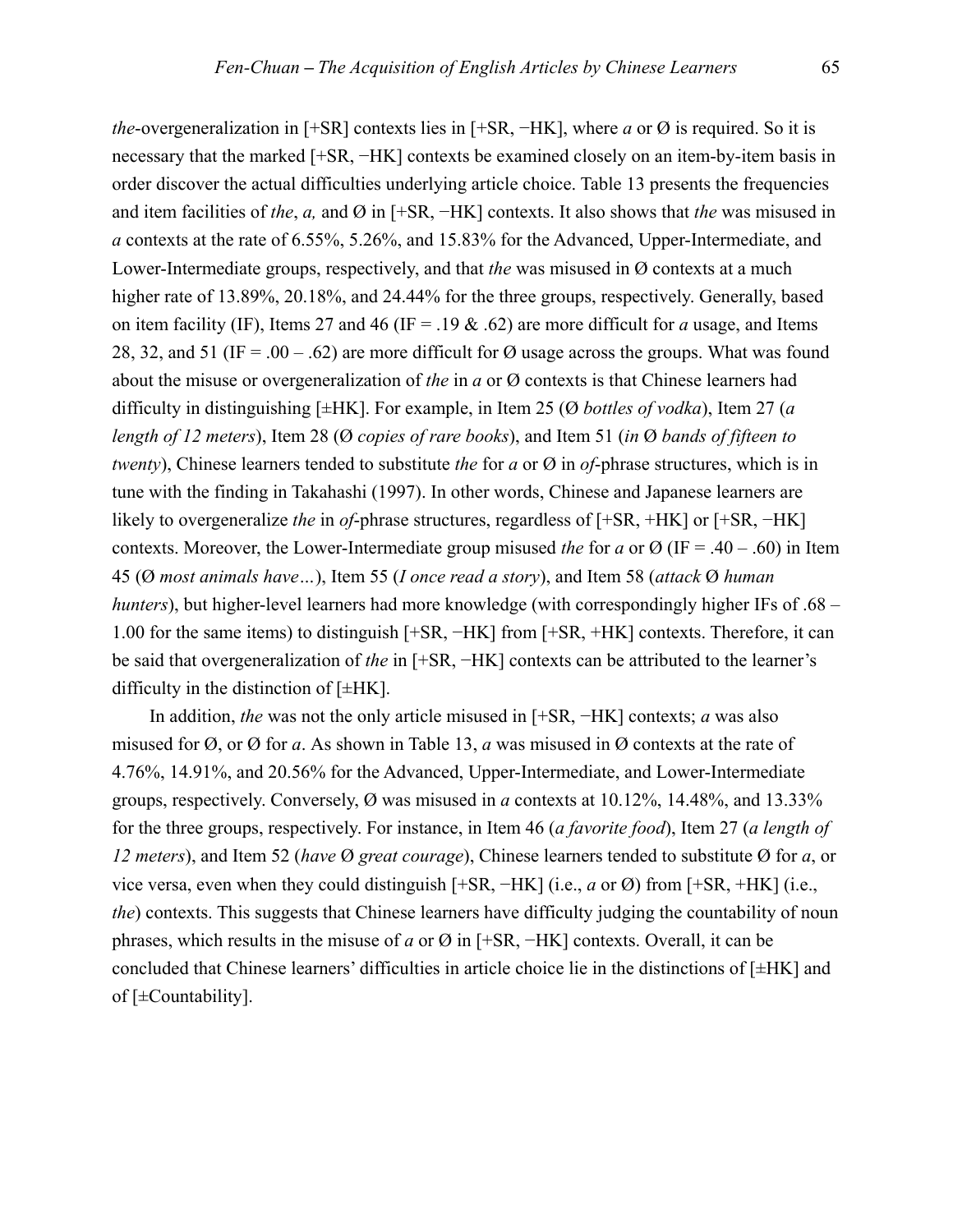*the*-overgeneralization in [+SR] contexts lies in [+SR, −HK], where *a* or Ø is required. So it is necessary that the marked [+SR, −HK] contexts be examined closely on an item-by-item basis in order discover the actual difficulties underlying article choice. Table 13 presents the frequencies and item facilities of *the*, *a,* and Ø in [+SR, −HK] contexts. It also shows that *the* was misused in *a* contexts at the rate of 6.55%, 5.26%, and 15.83% for the Advanced, Upper-Intermediate, and Lower-Intermediate groups, respectively, and that *the* was misused in Ø contexts at a much higher rate of 13.89%, 20.18%, and 24.44% for the three groups, respectively. Generally, based on item facility (IF), Items 27 and 46 (IF = .19 & .62) are more difficult for *a* usage, and Items 28, 32, and 51 (IF = .00 – .62) are more difficult for Ø usage across the groups. What was found about the misuse or overgeneralization of *the* in *a* or Ø contexts is that Chinese learners had difficulty in distinguishing [±HK]. For example, in Item 25 (Ø *bottles of vodka*), Item 27 (*a length of 12 meters*), Item 28 (Ø *copies of rare books*), and Item 51 (*in* Ø *bands of fifteen to twenty*), Chinese learners tended to substitute *the* for *a* or Ø in *of*-phrase structures, which is in tune with the finding in Takahashi (1997). In other words, Chinese and Japanese learners are likely to overgeneralize *the* in *of*-phrase structures, regardless of [+SR, +HK] or [+SR, −HK] contexts. Moreover, the Lower-Intermediate group misused *the* for *a* or Ø (IF = .40 – .60) in Item 45 (Ø *most animals have…*), Item 55 (*I once read a story*), and Item 58 (*attack* Ø *human hunters*), but higher-level learners had more knowledge (with correspondingly higher IFs of .68 – 1.00 for the same items) to distinguish [+SR, −HK] from [+SR, +HK] contexts. Therefore, it can be said that overgeneralization of *the* in [+SR, −HK] contexts can be attributed to the learner's difficulty in the distinction of [±HK].

In addition, *the* was not the only article misused in [+SR, −HK] contexts; *a* was also misused for Ø, or Ø for *a*. As shown in Table 13, *a* was misused in Ø contexts at the rate of 4.76%, 14.91%, and 20.56% for the Advanced, Upper-Intermediate, and Lower-Intermediate groups, respectively. Conversely, Ø was misused in *a* contexts at 10.12%, 14.48%, and 13.33% for the three groups, respectively. For instance, in Item 46 (*a favorite food*), Item 27 (*a length of 12 meters*), and Item 52 (*have* Ø *great courage*), Chinese learners tended to substitute Ø for *a*, or vice versa, even when they could distinguish [+SR, −HK] (i.e., *a* or Ø) from [+SR, +HK] (i.e., *the*) contexts. This suggests that Chinese learners have difficulty judging the countability of noun phrases, which results in the misuse of *a* or Ø in [+SR, −HK] contexts. Overall, it can be concluded that Chinese learners' difficulties in article choice lie in the distinctions of [±HK] and of [±Countability].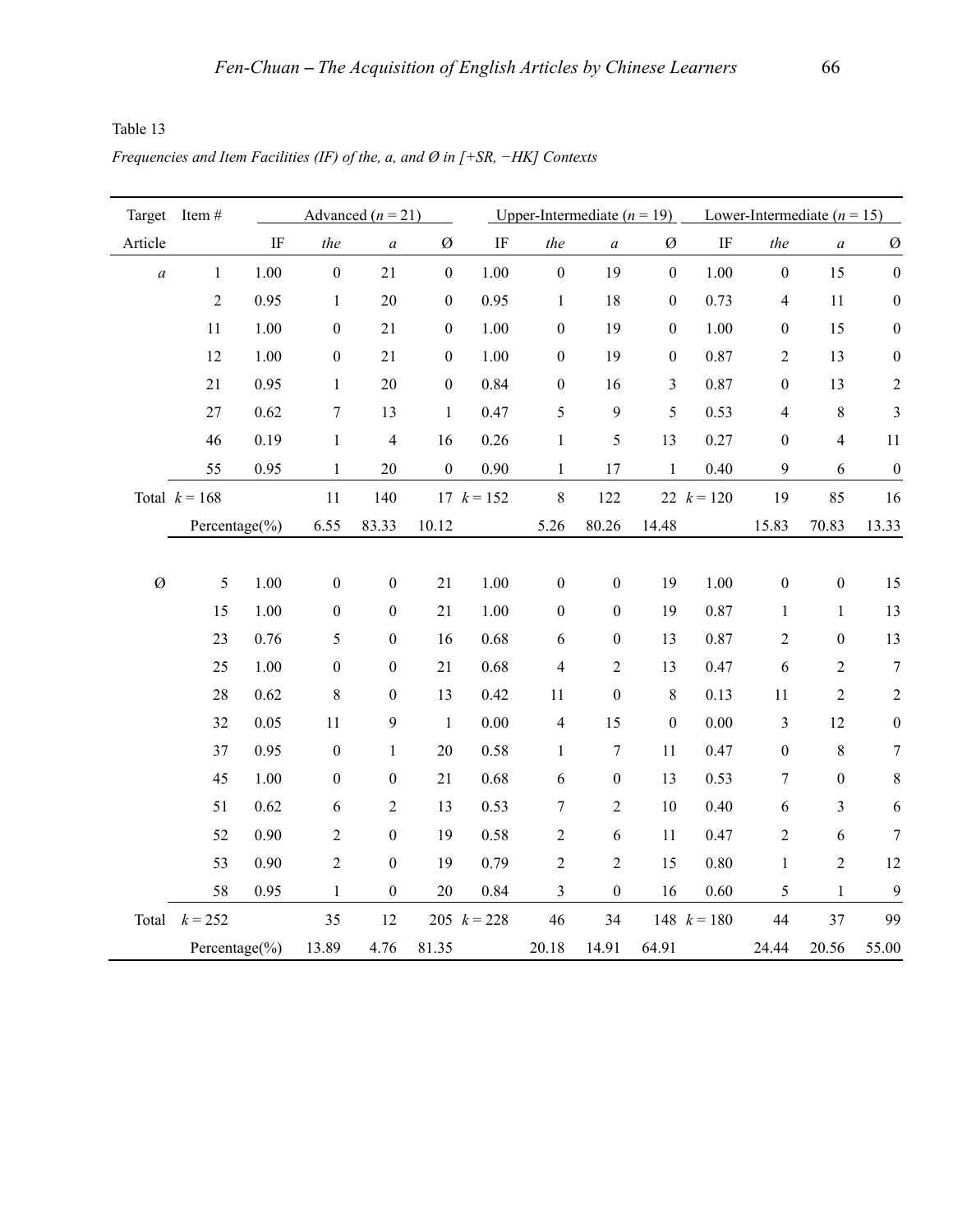Table 13

*Frequencies and Item Facilities (IF) of the, a, and Ø in [+SR, −HK] Contexts*

| Target Article | Item # | Advanced ($n$ = 21) | | | | Upper-Intermediate ($n$ = 19) | | | | Lower-Intermediate ($n$ = 15) | | | |
|---|---|---|---|---|---|---|---|---|---|---|---|---|---|
| | | IF | *the* | *a* | Ø | IF | *the* | *a* | Ø | IF | *the* | *a* | Ø |
| *a* | 1 | 1.00 | 0 | 21 | 0 | 1.00 | 0 | 19 | 0 | 1.00 | 0 | 15 | 0 |
| | 2 | 0.95 | 1 | 20 | 0 | 0.95 | 1 | 18 | 0 | 0.73 | 4 | 11 | 0 |
| | 11 | 1.00 | 0 | 21 | 0 | 1.00 | 0 | 19 | 0 | 1.00 | 0 | 15 | 0 |
| | 12 | 1.00 | 0 | 21 | 0 | 1.00 | 0 | 19 | 0 | 0.87 | 2 | 13 | 0 |
| | 21 | 0.95 | 1 | 20 | 0 | 0.84 | 0 | 16 | 3 | 0.87 | 0 | 13 | 2 |
| | 27 | 0.62 | 7 | 13 | 1 | 0.47 | 5 | 9 | 5 | 0.53 | 4 | 8 | 3 |
| | 46 | 0.19 | 1 | 4 | 16 | 0.26 | 1 | 5 | 13 | 0.27 | 0 | 4 | 11 |
| | 55 | 0.95 | 1 | 20 | 0 | 0.90 | 1 | 17 | 1 | 0.40 | 9 | 6 | 0 |
| Total | $k$ = 168 | | 11 | 140 | 17 | $k$ = 152 | 8 | 122 | 22 | $k$ = 120 | 19 | 85 | 16 |
| | Percentage(%) | | 6.55 | 83.33 | 10.12 | | 5.26 | 80.26 | 14.48 | | 15.83 | 70.83 | 13.33 |
| Ø | 5 | 1.00 | 0 | 0 | 21 | 1.00 | 0 | 0 | 19 | 1.00 | 0 | 0 | 15 |
| | 15 | 1.00 | 0 | 0 | 21 | 1.00 | 0 | 0 | 19 | 0.87 | 1 | 1 | 13 |
| | 23 | 0.76 | 5 | 0 | 16 | 0.68 | 6 | 0 | 13 | 0.87 | 2 | 0 | 13 |
| | 25 | 1.00 | 0 | 0 | 21 | 0.68 | 4 | 2 | 13 | 0.47 | 6 | 2 | 7 |
| | 28 | 0.62 | 8 | 0 | 13 | 0.42 | 11 | 0 | 8 | 0.13 | 11 | 2 | 2 |
| | 32 | 0.05 | 11 | 9 | 1 | 0.00 | 4 | 15 | 0 | 0.00 | 3 | 12 | 0 |
| | 37 | 0.95 | 0 | 1 | 20 | 0.58 | 1 | 7 | 11 | 0.47 | 0 | 8 | 7 |
| | 45 | 1.00 | 0 | 0 | 21 | 0.68 | 6 | 0 | 13 | 0.53 | 7 | 0 | 8 |
| | 51 | 0.62 | 6 | 2 | 13 | 0.53 | 7 | 2 | 10 | 0.40 | 6 | 3 | 6 |
| | 52 | 0.90 | 2 | 0 | 19 | 0.58 | 2 | 6 | 11 | 0.47 | 2 | 6 | 7 |
| | 53 | 0.90 | 2 | 0 | 19 | 0.79 | 2 | 2 | 15 | 0.80 | 1 | 2 | 12 |
| | 58 | 0.95 | 1 | 0 | 20 | 0.84 | 3 | 0 | 16 | 0.60 | 5 | 1 | 9 |
| Total | $k$ = 252 | | 35 | 12 | 205 | $k$ = 228 | 46 | 34 | 148 | $k$ = 180 | 44 | 37 | 99 |
| | Percentage(%) | | 13.89 | 4.76 | 81.35 | | 20.18 | 14.91 | 64.91 | | 24.44 | 20.56 | 55.00 |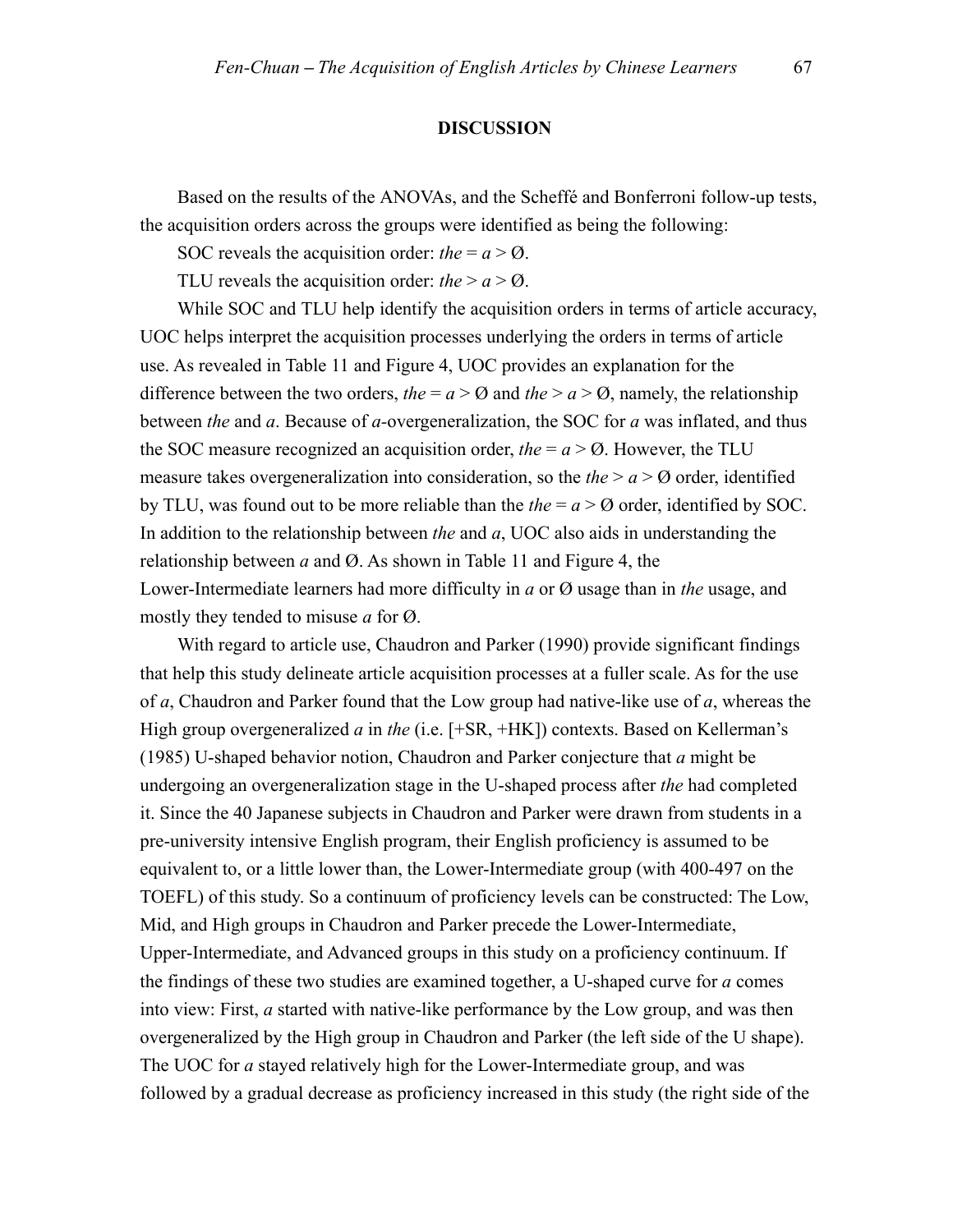## DISCUSSION

Based on the results of the ANOVAs, and the Scheffé and Bonferroni follow-up tests, the acquisition orders across the groups were identified as being the following:

SOC reveals the acquisition order: *the* = *a* > Ø.

TLU reveals the acquisition order: *the* > *a* > Ø.

While SOC and TLU help identify the acquisition orders in terms of article accuracy, UOC helps interpret the acquisition processes underlying the orders in terms of article use. As revealed in Table 11 and Figure 4, UOC provides an explanation for the difference between the two orders, *the* = *a* > Ø and *the* > *a* > Ø, namely, the relationship between *the* and *a*. Because of *a*-overgeneralization, the SOC for *a* was inflated, and thus the SOC measure recognized an acquisition order, *the* = *a* > Ø. However, the TLU measure takes overgeneralization into consideration, so the *the* > *a* > Ø order, identified by TLU, was found out to be more reliable than the *the* = *a* > Ø order, identified by SOC. In addition to the relationship between *the* and *a*, UOC also aids in understanding the relationship between *a* and Ø. As shown in Table 11 and Figure 4, the Lower-Intermediate learners had more difficulty in *a* or Ø usage than in *the* usage, and mostly they tended to misuse *a* for Ø.

With regard to article use, Chaudron and Parker (1990) provide significant findings that help this study delineate article acquisition processes at a fuller scale. As for the use of *a*, Chaudron and Parker found that the Low group had native-like use of *a*, whereas the High group overgeneralized *a* in *the* (i.e. [+SR, +HK]) contexts. Based on Kellerman's (1985) U-shaped behavior notion, Chaudron and Parker conjecture that *a* might be undergoing an overgeneralization stage in the U-shaped process after *the* had completed it. Since the 40 Japanese subjects in Chaudron and Parker were drawn from students in a pre-university intensive English program, their English proficiency is assumed to be equivalent to, or a little lower than, the Lower-Intermediate group (with 400-497 on the TOEFL) of this study. So a continuum of proficiency levels can be constructed: The Low, Mid, and High groups in Chaudron and Parker precede the Lower-Intermediate, Upper-Intermediate, and Advanced groups in this study on a proficiency continuum. If the findings of these two studies are examined together, a U-shaped curve for *a* comes into view: First, *a* started with native-like performance by the Low group, and was then overgeneralized by the High group in Chaudron and Parker (the left side of the U shape). The UOC for *a* stayed relatively high for the Lower-Intermediate group, and was followed by a gradual decrease as proficiency increased in this study (the right side of the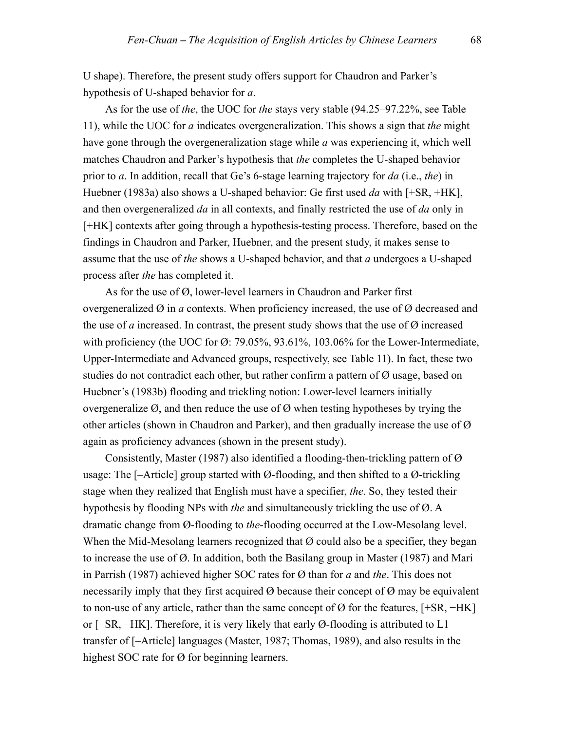U shape). Therefore, the present study offers support for Chaudron and Parker's hypothesis of U-shaped behavior for *a*.

As for the use of *the*, the UOC for *the* stays very stable (94.25–97.22%, see Table 11), while the UOC for *a* indicates overgeneralization. This shows a sign that *the* might have gone through the overgeneralization stage while *a* was experiencing it, which well matches Chaudron and Parker's hypothesis that *the* completes the U-shaped behavior prior to *a*. In addition, recall that Ge's 6-stage learning trajectory for *da* (i.e., *the*) in Huebner (1983a) also shows a U-shaped behavior: Ge first used *da* with [+SR, +HK], and then overgeneralized *da* in all contexts, and finally restricted the use of *da* only in [+HK] contexts after going through a hypothesis-testing process. Therefore, based on the findings in Chaudron and Parker, Huebner, and the present study, it makes sense to assume that the use of *the* shows a U-shaped behavior, and that *a* undergoes a U-shaped process after *the* has completed it.

As for the use of Ø, lower-level learners in Chaudron and Parker first overgeneralized Ø in *a* contexts. When proficiency increased, the use of Ø decreased and the use of *a* increased. In contrast, the present study shows that the use of Ø increased with proficiency (the UOC for Ø: 79.05%, 93.61%, 103.06% for the Lower-Intermediate, Upper-Intermediate and Advanced groups, respectively, see Table 11). In fact, these two studies do not contradict each other, but rather confirm a pattern of Ø usage, based on Huebner's (1983b) flooding and trickling notion: Lower-level learners initially overgeneralize Ø, and then reduce the use of Ø when testing hypotheses by trying the other articles (shown in Chaudron and Parker), and then gradually increase the use of Ø again as proficiency advances (shown in the present study).

Consistently, Master (1987) also identified a flooding-then-trickling pattern of Ø usage: The [–Article] group started with Ø-flooding, and then shifted to a Ø-trickling stage when they realized that English must have a specifier, *the*. So, they tested their hypothesis by flooding NPs with *the* and simultaneously trickling the use of Ø. A dramatic change from Ø-flooding to *the*-flooding occurred at the Low-Mesolang level. When the Mid-Mesolang learners recognized that Ø could also be a specifier, they began to increase the use of Ø. In addition, both the Basilang group in Master (1987) and Mari in Parrish (1987) achieved higher SOC rates for Ø than for *a* and *the*. This does not necessarily imply that they first acquired Ø because their concept of Ø may be equivalent to non-use of any article, rather than the same concept of Ø for the features, [+SR, −HK] or [−SR, −HK]. Therefore, it is very likely that early Ø-flooding is attributed to L1 transfer of [–Article] languages (Master, 1987; Thomas, 1989), and also results in the highest SOC rate for Ø for beginning learners.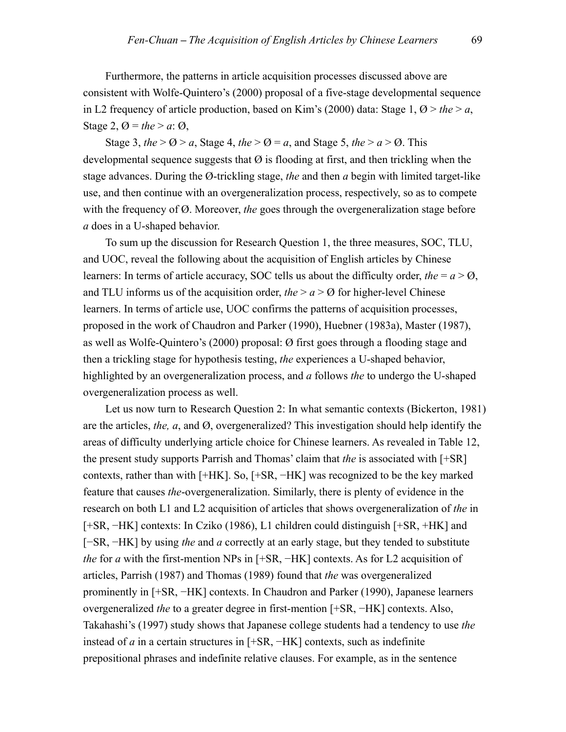Furthermore, the patterns in article acquisition processes discussed above are consistent with Wolfe-Quintero's (2000) proposal of a five-stage developmental sequence in L2 frequency of article production, based on Kim's (2000) data: Stage 1, Ø > *the* > *a*, Stage 2, Ø = *the* > *a*: Ø,

Stage 3, *the* > Ø > *a*, Stage 4, *the* > Ø = *a*, and Stage 5, *the* > *a* > Ø. This developmental sequence suggests that Ø is flooding at first, and then trickling when the stage advances. During the Ø-trickling stage, *the* and then *a* begin with limited target-like use, and then continue with an overgeneralization process, respectively, so as to compete with the frequency of Ø. Moreover, *the* goes through the overgeneralization stage before *a* does in a U-shaped behavior.

To sum up the discussion for Research Question 1, the three measures, SOC, TLU, and UOC, reveal the following about the acquisition of English articles by Chinese learners: In terms of article accuracy, SOC tells us about the difficulty order, *the* = *a* > Ø, and TLU informs us of the acquisition order, *the* > *a* > Ø for higher-level Chinese learners. In terms of article use, UOC confirms the patterns of acquisition processes, proposed in the work of Chaudron and Parker (1990), Huebner (1983a), Master (1987), as well as Wolfe-Quintero's (2000) proposal: Ø first goes through a flooding stage and then a trickling stage for hypothesis testing, *the* experiences a U-shaped behavior, highlighted by an overgeneralization process, and *a* follows *the* to undergo the U-shaped overgeneralization process as well.

Let us now turn to Research Question 2: In what semantic contexts (Bickerton, 1981) are the articles, *the, a*, and Ø, overgeneralized? This investigation should help identify the areas of difficulty underlying article choice for Chinese learners. As revealed in Table 12, the present study supports Parrish and Thomas' claim that *the* is associated with [+SR] contexts, rather than with [+HK]. So, [+SR, −HK] was recognized to be the key marked feature that causes *the*-overgeneralization. Similarly, there is plenty of evidence in the research on both L1 and L2 acquisition of articles that shows overgeneralization of *the* in [+SR, −HK] contexts: In Cziko (1986), L1 children could distinguish [+SR, +HK] and [−SR, −HK] by using *the* and *a* correctly at an early stage, but they tended to substitute *the* for *a* with the first-mention NPs in [+SR, −HK] contexts. As for L2 acquisition of articles, Parrish (1987) and Thomas (1989) found that *the* was overgeneralized prominently in [+SR, −HK] contexts. In Chaudron and Parker (1990), Japanese learners overgeneralized *the* to a greater degree in first-mention [+SR, −HK] contexts. Also, Takahashi's (1997) study shows that Japanese college students had a tendency to use *the* instead of *a* in a certain structures in [+SR, −HK] contexts, such as indefinite prepositional phrases and indefinite relative clauses. For example, as in the sentence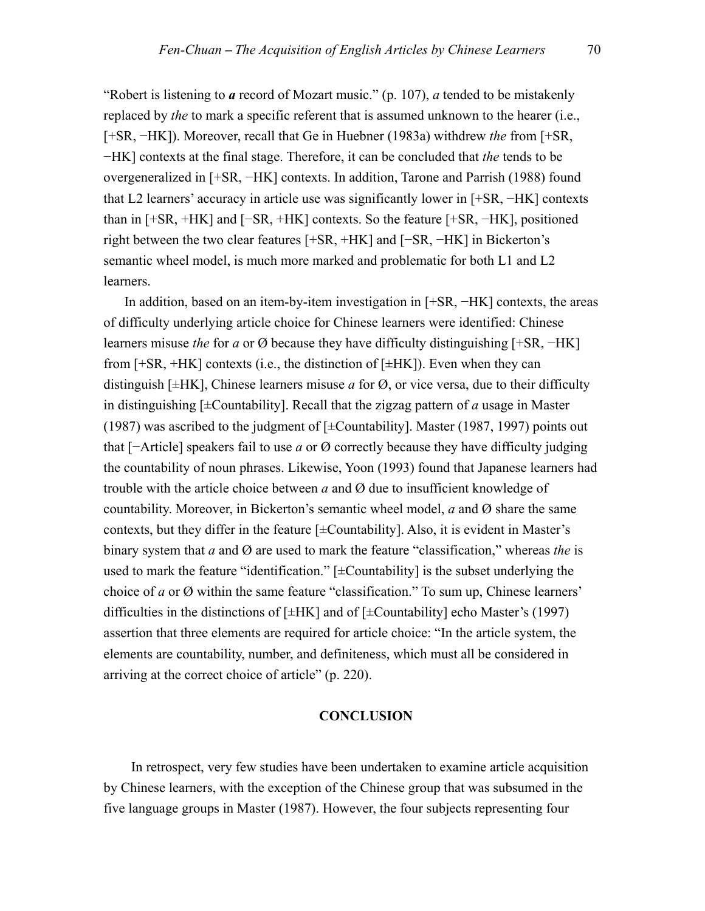"Robert is listening to ***a*** record of Mozart music." (p. 107), *a* tended to be mistakenly replaced by *the* to mark a specific referent that is assumed unknown to the hearer (i.e., [+SR, −HK]). Moreover, recall that Ge in Huebner (1983a) withdrew *the* from [+SR, −HK] contexts at the final stage. Therefore, it can be concluded that *the* tends to be overgeneralized in [+SR, −HK] contexts. In addition, Tarone and Parrish (1988) found that L2 learners' accuracy in article use was significantly lower in [+SR, −HK] contexts than in [+SR, +HK] and [−SR, +HK] contexts. So the feature [+SR, −HK], positioned right between the two clear features [+SR, +HK] and [−SR, −HK] in Bickerton's semantic wheel model, is much more marked and problematic for both L1 and L2 learners.

In addition, based on an item-by-item investigation in [+SR, −HK] contexts, the areas of difficulty underlying article choice for Chinese learners were identified: Chinese learners misuse *the* for *a* or Ø because they have difficulty distinguishing [+SR, −HK] from [+SR, +HK] contexts (i.e., the distinction of [±HK]). Even when they can distinguish [±HK], Chinese learners misuse *a* for Ø, or vice versa, due to their difficulty in distinguishing [±Countability]. Recall that the zigzag pattern of *a* usage in Master (1987) was ascribed to the judgment of [±Countability]. Master (1987, 1997) points out that [−Article] speakers fail to use *a* or Ø correctly because they have difficulty judging the countability of noun phrases. Likewise, Yoon (1993) found that Japanese learners had trouble with the article choice between *a* and Ø due to insufficient knowledge of countability. Moreover, in Bickerton's semantic wheel model, *a* and Ø share the same contexts, but they differ in the feature [±Countability]. Also, it is evident in Master's binary system that *a* and Ø are used to mark the feature "classification," whereas *the* is used to mark the feature "identification." [±Countability] is the subset underlying the choice of *a* or Ø within the same feature "classification." To sum up, Chinese learners' difficulties in the distinctions of [±HK] and of [±Countability] echo Master's (1997) assertion that three elements are required for article choice: "In the article system, the elements are countability, number, and definiteness, which must all be considered in arriving at the correct choice of article" (p. 220).

## CONCLUSION

In retrospect, very few studies have been undertaken to examine article acquisition by Chinese learners, with the exception of the Chinese group that was subsumed in the five language groups in Master (1987). However, the four subjects representing four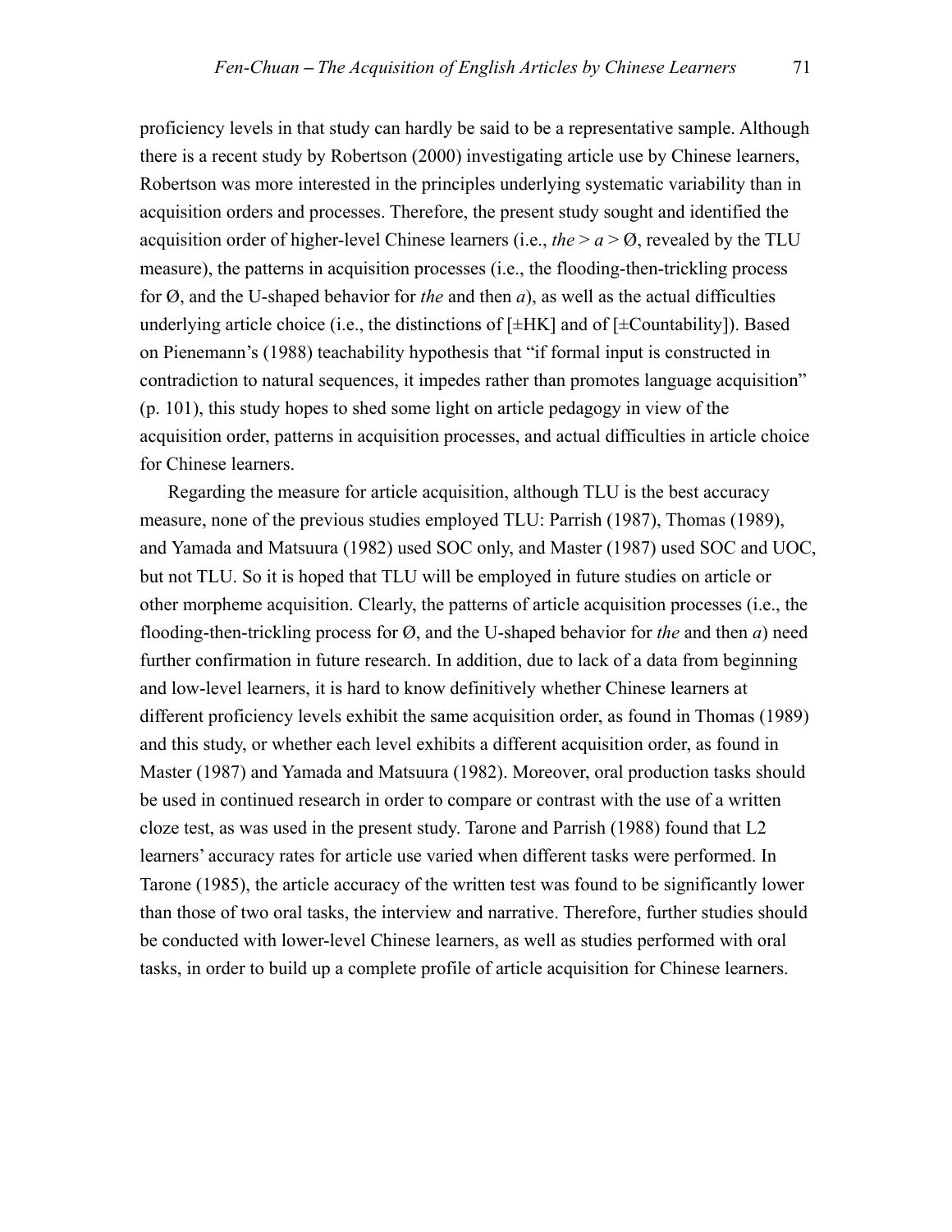proficiency levels in that study can hardly be said to be a representative sample. Although there is a recent study by Robertson (2000) investigating article use by Chinese learners, Robertson was more interested in the principles underlying systematic variability than in acquisition orders and processes. Therefore, the present study sought and identified the acquisition order of higher-level Chinese learners (i.e., *the* > *a* > Ø, revealed by the TLU measure), the patterns in acquisition processes (i.e., the flooding-then-trickling process for Ø, and the U-shaped behavior for *the* and then *a*), as well as the actual difficulties underlying article choice (i.e., the distinctions of [±HK] and of [±Countability]). Based on Pienemann's (1988) teachability hypothesis that "if formal input is constructed in contradiction to natural sequences, it impedes rather than promotes language acquisition" (p. 101), this study hopes to shed some light on article pedagogy in view of the acquisition order, patterns in acquisition processes, and actual difficulties in article choice for Chinese learners.

Regarding the measure for article acquisition, although TLU is the best accuracy measure, none of the previous studies employed TLU: Parrish (1987), Thomas (1989), and Yamada and Matsuura (1982) used SOC only, and Master (1987) used SOC and UOC, but not TLU. So it is hoped that TLU will be employed in future studies on article or other morpheme acquisition. Clearly, the patterns of article acquisition processes (i.e., the flooding-then-trickling process for Ø, and the U-shaped behavior for *the* and then *a*) need further confirmation in future research. In addition, due to lack of a data from beginning and low-level learners, it is hard to know definitively whether Chinese learners at different proficiency levels exhibit the same acquisition order, as found in Thomas (1989) and this study, or whether each level exhibits a different acquisition order, as found in Master (1987) and Yamada and Matsuura (1982). Moreover, oral production tasks should be used in continued research in order to compare or contrast with the use of a written cloze test, as was used in the present study. Tarone and Parrish (1988) found that L2 learners' accuracy rates for article use varied when different tasks were performed. In Tarone (1985), the article accuracy of the written test was found to be significantly lower than those of two oral tasks, the interview and narrative. Therefore, further studies should be conducted with lower-level Chinese learners, as well as studies performed with oral tasks, in order to build up a complete profile of article acquisition for Chinese learners.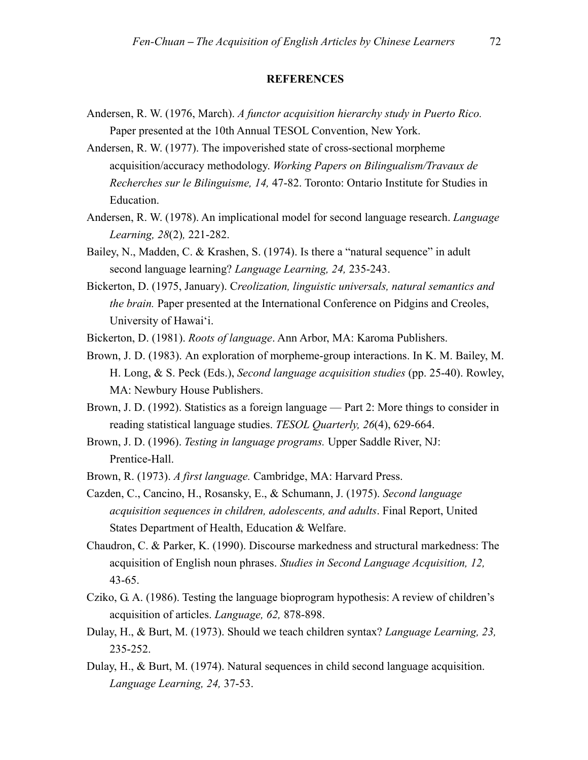## REFERENCES

Andersen, R. W. (1976, March). *A functor acquisition hierarchy study in Puerto Rico.* Paper presented at the 10th Annual TESOL Convention, New York.

Andersen, R. W. (1977). The impoverished state of cross-sectional morpheme acquisition/accuracy methodology. *Working Papers on Bilingualism/Travaux de Recherches sur le Bilinguisme, 14,* 47-82. Toronto: Ontario Institute for Studies in Education.

Andersen, R. W. (1978). An implicational model for second language research. *Language Learning, 28*(2)*,* 221-282.

Bailey, N., Madden, C. & Krashen, S. (1974). Is there a "natural sequence" in adult second language learning? *Language Learning, 24,* 235-243.

Bickerton, D. (1975, January). C*reolization, linguistic universals, natural semantics and the brain.* Paper presented at the International Conference on Pidgins and Creoles, University of Hawai'i.

Bickerton, D. (1981). *Roots of language*. Ann Arbor, MA: Karoma Publishers.

Brown, J. D. (1983). An exploration of morpheme-group interactions. In K. M. Bailey, M. H. Long, & S. Peck (Eds.), *Second language acquisition studies* (pp. 25-40). Rowley, MA: Newbury House Publishers.

Brown, J. D. (1992). Statistics as a foreign language — Part 2: More things to consider in reading statistical language studies. *TESOL Quarterly, 26*(4), 629-664.

Brown, J. D. (1996). *Testing in language programs.* Upper Saddle River, NJ: Prentice-Hall.

Brown, R. (1973). *A first language.* Cambridge, MA: Harvard Press.

Cazden, C., Cancino, H., Rosansky, E., & Schumann, J. (1975). *Second language acquisition sequences in children, adolescents, and adults*. Final Report, United States Department of Health, Education & Welfare.

Chaudron, C. & Parker, K. (1990). Discourse markedness and structural markedness: The acquisition of English noun phrases. *Studies in Second Language Acquisition, 12,* 43-65.

Cziko, G. A. (1986). Testing the language bioprogram hypothesis: A review of children's acquisition of articles. *Language, 62,* 878-898.

Dulay, H., & Burt, M. (1973). Should we teach children syntax? *Language Learning, 23,* 235-252.

Dulay, H., & Burt, M. (1974). Natural sequences in child second language acquisition. *Language Learning, 24,* 37-53.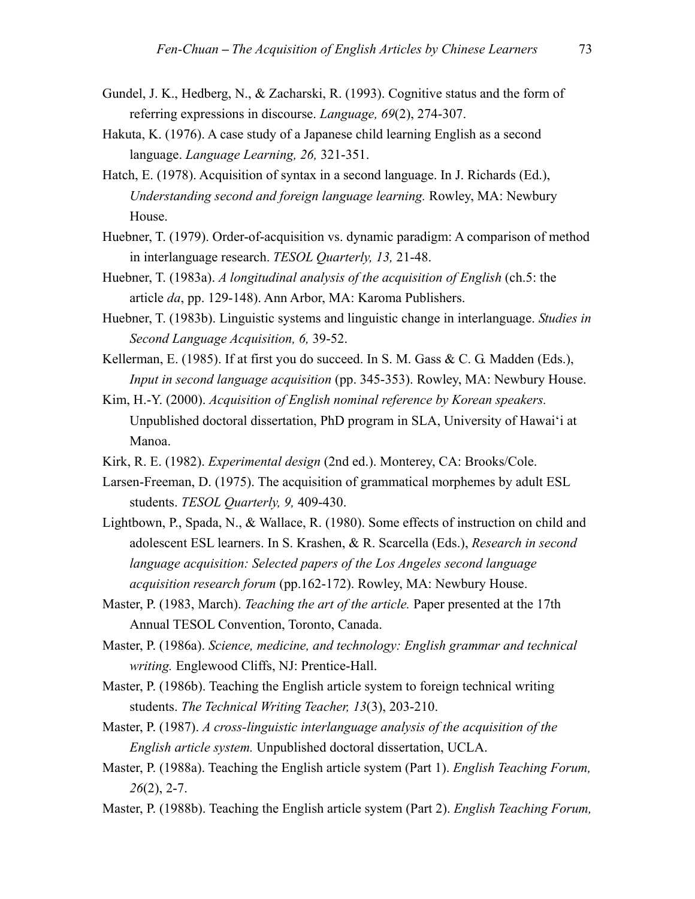Gundel, J. K., Hedberg, N., & Zacharski, R. (1993). Cognitive status and the form of referring expressions in discourse. *Language, 69*(2), 274-307.

Hakuta, K. (1976). A case study of a Japanese child learning English as a second language. *Language Learning, 26,* 321-351.

Hatch, E. (1978). Acquisition of syntax in a second language. In J. Richards (Ed.), *Understanding second and foreign language learning.* Rowley, MA: Newbury House.

Huebner, T. (1979). Order-of-acquisition vs. dynamic paradigm: A comparison of method in interlanguage research. *TESOL Quarterly, 13,* 21-48.

Huebner, T. (1983a). *A longitudinal analysis of the acquisition of English* (ch.5: the article *da*, pp. 129-148). Ann Arbor, MA: Karoma Publishers.

Huebner, T. (1983b). Linguistic systems and linguistic change in interlanguage. *Studies in Second Language Acquisition, 6,* 39-52.

Kellerman, E. (1985). If at first you do succeed. In S. M. Gass & C. G. Madden (Eds.), *Input in second language acquisition* (pp. 345-353). Rowley, MA: Newbury House.

Kim, H.-Y. (2000). *Acquisition of English nominal reference by Korean speakers.* Unpublished doctoral dissertation, PhD program in SLA, University of Hawai'i at Manoa.

Kirk, R. E. (1982). *Experimental design* (2nd ed.). Monterey, CA: Brooks/Cole.

Larsen-Freeman, D. (1975). The acquisition of grammatical morphemes by adult ESL students. *TESOL Quarterly, 9,* 409-430.

Lightbown, P., Spada, N., & Wallace, R. (1980). Some effects of instruction on child and adolescent ESL learners. In S. Krashen, & R. Scarcella (Eds.), *Research in second language acquisition: Selected papers of the Los Angeles second language acquisition research forum* (pp.162-172). Rowley, MA: Newbury House.

Master, P. (1983, March). *Teaching the art of the article.* Paper presented at the 17th Annual TESOL Convention, Toronto, Canada.

Master, P. (1986a). *Science, medicine, and technology: English grammar and technical writing.* Englewood Cliffs, NJ: Prentice-Hall.

Master, P. (1986b). Teaching the English article system to foreign technical writing students. *The Technical Writing Teacher, 13*(3), 203-210.

Master, P. (1987). *A cross-linguistic interlanguage analysis of the acquisition of the English article system.* Unpublished doctoral dissertation, UCLA.

Master, P. (1988a). Teaching the English article system (Part 1). *English Teaching Forum, 26*(2), 2-7.

Master, P. (1988b). Teaching the English article system (Part 2). *English Teaching Forum,*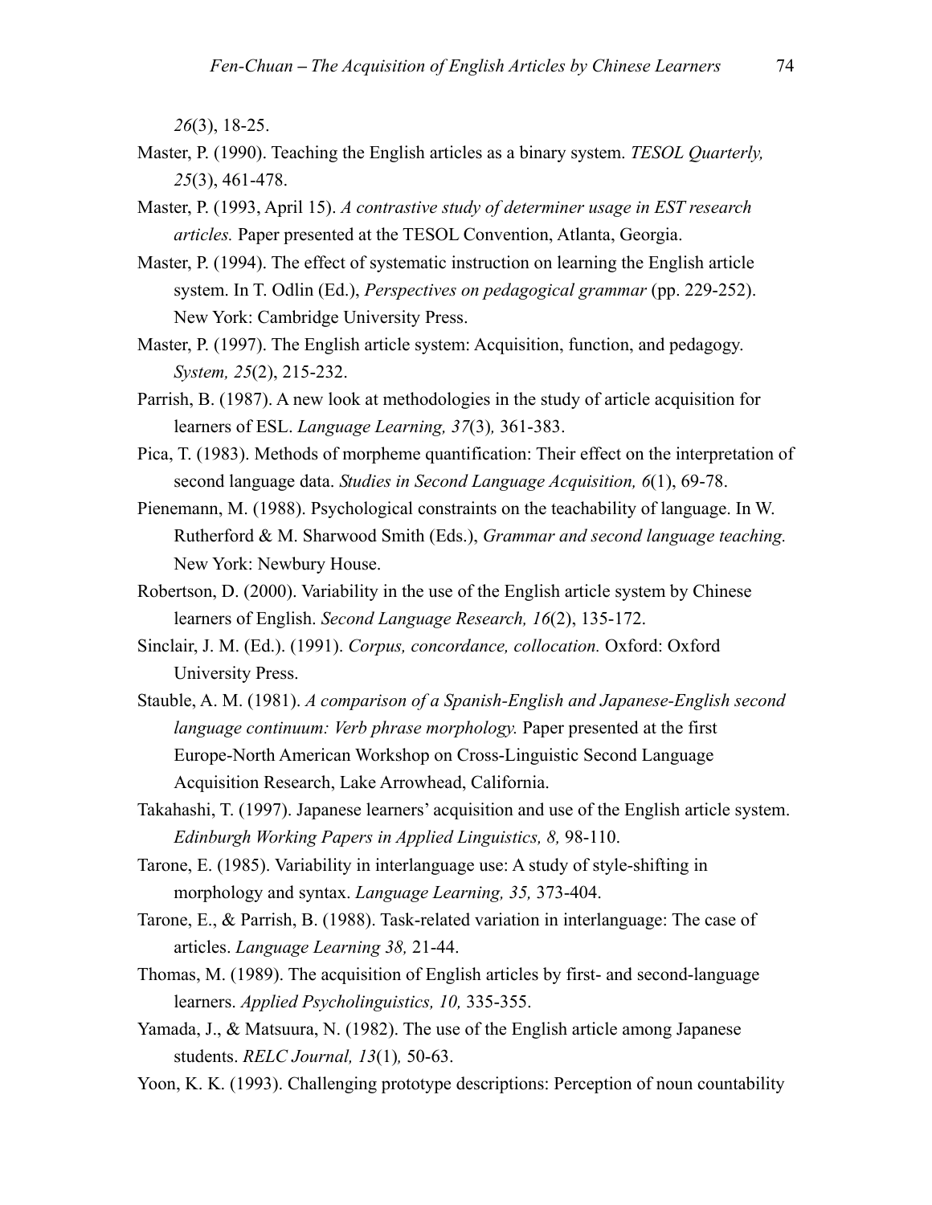*26*(3), 18-25.

Master, P. (1990). Teaching the English articles as a binary system. *TESOL Quarterly, 25*(3), 461-478.

Master, P. (1993, April 15). *A contrastive study of determiner usage in EST research articles.* Paper presented at the TESOL Convention, Atlanta, Georgia.

Master, P. (1994). The effect of systematic instruction on learning the English article system. In T. Odlin (Ed.), *Perspectives on pedagogical grammar* (pp. 229-252). New York: Cambridge University Press.

Master, P. (1997). The English article system: Acquisition, function, and pedagogy. *System, 25*(2), 215-232.

Parrish, B. (1987). A new look at methodologies in the study of article acquisition for learners of ESL. *Language Learning, 37*(3)*,* 361-383.

Pica, T. (1983). Methods of morpheme quantification: Their effect on the interpretation of second language data. *Studies in Second Language Acquisition, 6*(1), 69-78.

Pienemann, M. (1988). Psychological constraints on the teachability of language. In W. Rutherford & M. Sharwood Smith (Eds.), *Grammar and second language teaching.* New York: Newbury House.

Robertson, D. (2000). Variability in the use of the English article system by Chinese learners of English. *Second Language Research, 16*(2), 135-172.

Sinclair, J. M. (Ed.). (1991). *Corpus, concordance, collocation.* Oxford: Oxford University Press.

Stauble, A. M. (1981). *A comparison of a Spanish-English and Japanese-English second language continuum: Verb phrase morphology.* Paper presented at the first Europe-North American Workshop on Cross-Linguistic Second Language Acquisition Research, Lake Arrowhead, California.

Takahashi, T. (1997). Japanese learners' acquisition and use of the English article system. *Edinburgh Working Papers in Applied Linguistics, 8,* 98-110.

Tarone, E. (1985). Variability in interlanguage use: A study of style-shifting in morphology and syntax. *Language Learning, 35,* 373-404.

Tarone, E., & Parrish, B. (1988). Task-related variation in interlanguage: The case of articles. *Language Learning 38,* 21-44.

Thomas, M. (1989). The acquisition of English articles by first- and second-language learners. *Applied Psycholinguistics, 10,* 335-355.

Yamada, J., & Matsuura, N. (1982). The use of the English article among Japanese students. *RELC Journal, 13*(1)*,* 50-63.

Yoon, K. K. (1993). Challenging prototype descriptions: Perception of noun countability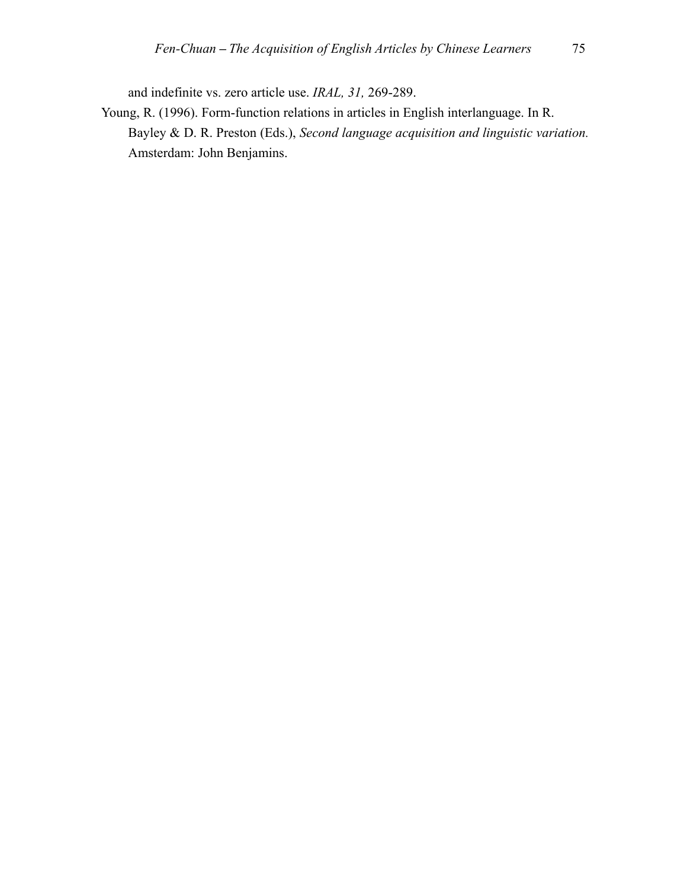and indefinite vs. zero article use. *IRAL, 31,* 269-289.

Young, R. (1996). Form-function relations in articles in English interlanguage. In R. Bayley & D. R. Preston (Eds.), *Second language acquisition and linguistic variation.* Amsterdam: John Benjamins.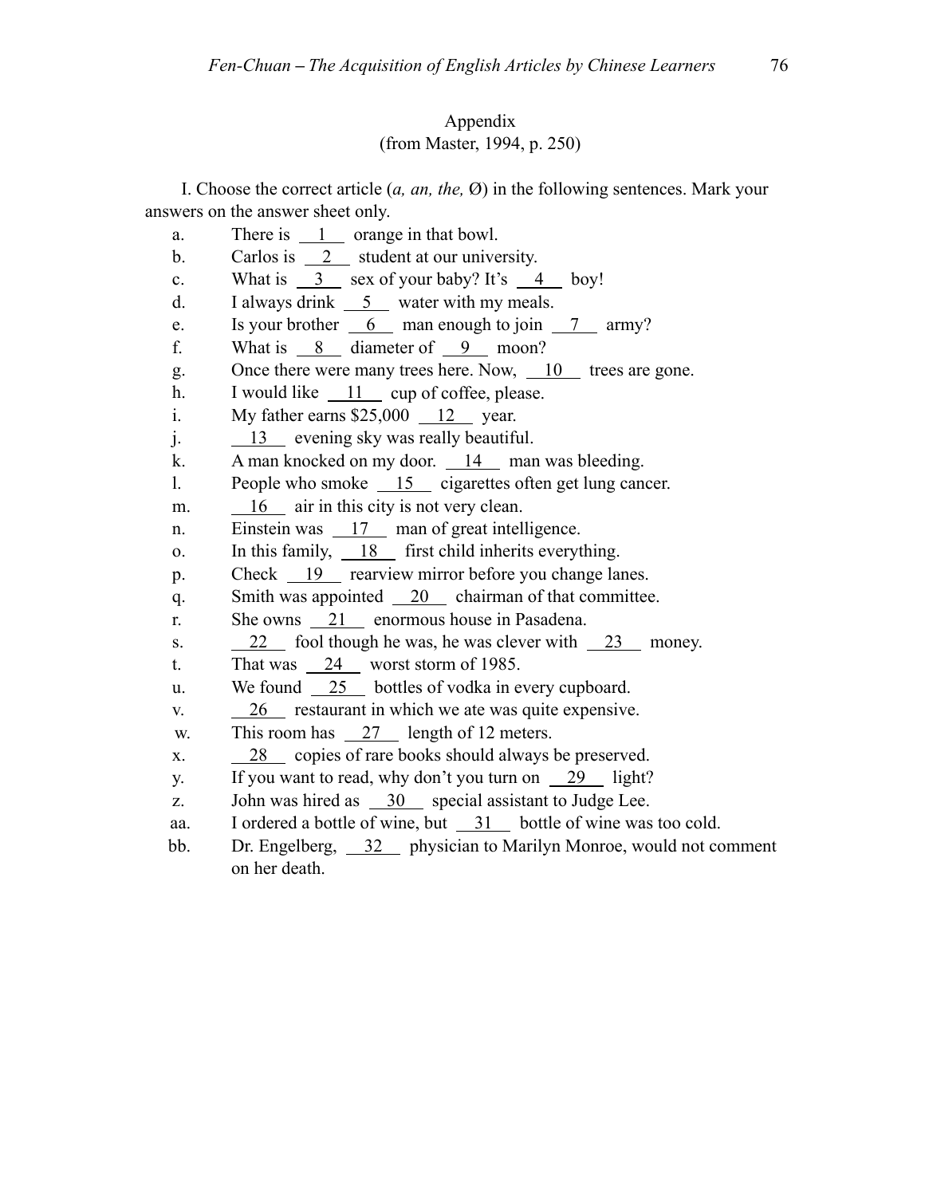Appendix
(from Master, 1994, p. 250)

I. Choose the correct article (*a, an, the,* Ø) in the following sentences. Mark your answers on the answer sheet only.

a. There is __1__ orange in that bowl.
b. Carlos is __2__ student at our university.
c. What is __3__ sex of your baby? It's __4__ boy!
d. I always drink __5__ water with my meals.
e. Is your brother __6__ man enough to join __7__ army?
f. What is __8__ diameter of __9__ moon?
g. Once there were many trees here. Now, __10__ trees are gone.
h. I would like __11__ cup of coffee, please.
i. My father earns $25,000 __12__ year.
j. __13__ evening sky was really beautiful.
k. A man knocked on my door. __14__ man was bleeding.
l. People who smoke __15__ cigarettes often get lung cancer.
m. __16__ air in this city is not very clean.
n. Einstein was __17__ man of great intelligence.
o. In this family, __18__ first child inherits everything.
p. Check __19__ rearview mirror before you change lanes.
q. Smith was appointed __20__ chairman of that committee.
r. She owns __21__ enormous house in Pasadena.
s. __22__ fool though he was, he was clever with __23__ money.
t. That was __24__ worst storm of 1985.
u. We found __25__ bottles of vodka in every cupboard.
v. __26__ restaurant in which we ate was quite expensive.
w. This room has __27__ length of 12 meters.
x. __28__ copies of rare books should always be preserved.
y. If you want to read, why don't you turn on __29__ light?
z. John was hired as __30__ special assistant to Judge Lee.
aa. I ordered a bottle of wine, but __31__ bottle of wine was too cold.
bb. Dr. Engelberg, __32__ physician to Marilyn Monroe, would not comment on her death.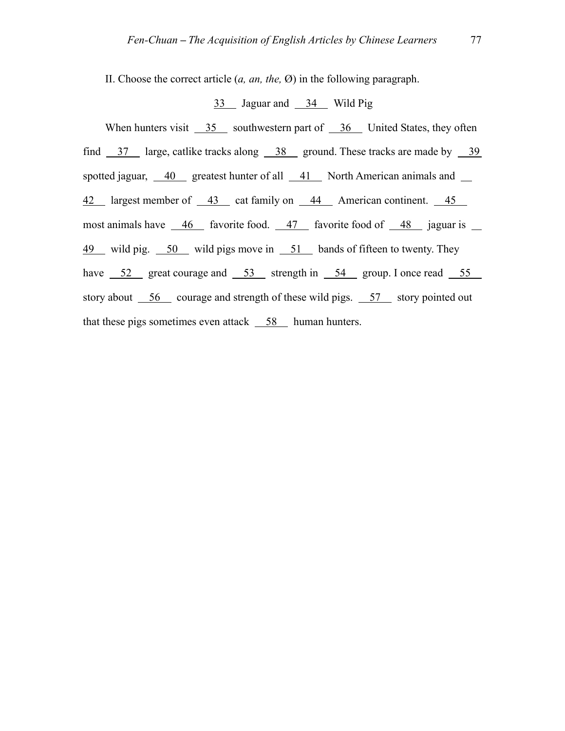II. Choose the correct article (*a, an, the,* Ø) in the following paragraph.

__33__ Jaguar and __34__ Wild Pig

When hunters visit __35__ southwestern part of __36__ United States, they often find __37__ large, catlike tracks along __38__ ground. These tracks are made by __39__ spotted jaguar, __40__ greatest hunter of all __41__ North American animals and __42__ largest member of __43__ cat family on __44__ American continent. __45__ most animals have __46__ favorite food. __47__ favorite food of __48__ jaguar is __49__ wild pig. __50__ wild pigs move in __51__ bands of fifteen to twenty. They have __52__ great courage and __53__ strength in __54__ group. I once read __55__ story about __56__ courage and strength of these wild pigs. __57__ story pointed out that these pigs sometimes even attack __58__ human hunters.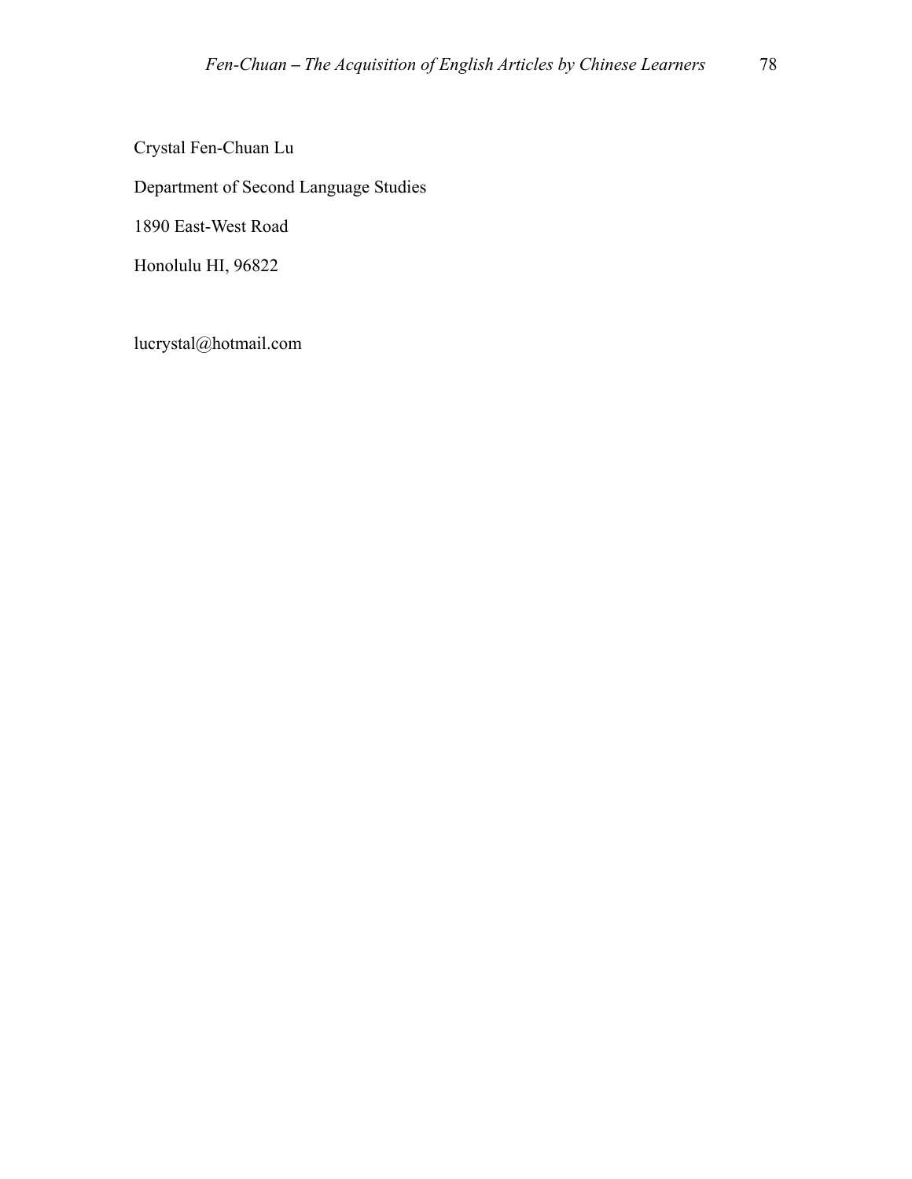Crystal Fen-Chuan Lu

Department of Second Language Studies

1890 East-West Road

Honolulu HI, 96822

lucrystal@hotmail.com